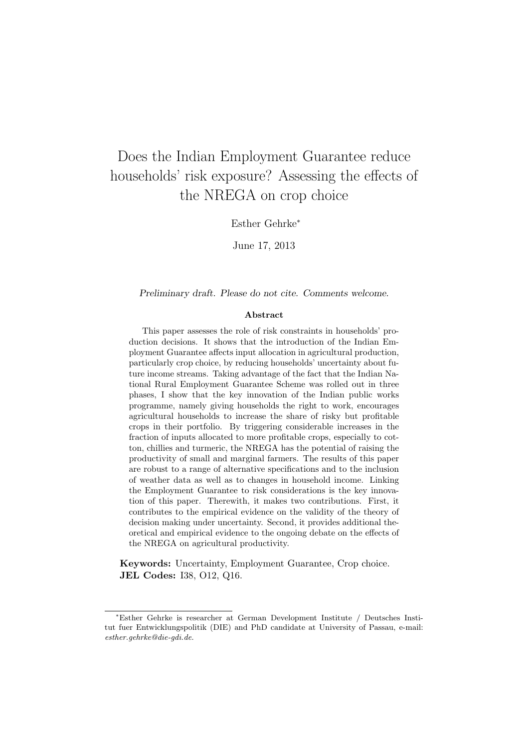# Does the Indian Employment Guarantee reduce households' risk exposure? Assessing the effects of the NREGA on crop choice

Esther Gehrke*

June 17, 2013

*Preliminary draft. Please do not cite. Comments welcome.*

**Abstract**

This paper assesses the role of risk constraints in households' production decisions. It shows that the introduction of the Indian Employment Guarantee affects input allocation in agricultural production, particularly crop choice, by reducing households' uncertainty about future income streams. Taking advantage of the fact that the Indian National Rural Employment Guarantee Scheme was rolled out in three phases, I show that the key innovation of the Indian public works programme, namely giving households the right to work, encourages agricultural households to increase the share of risky but profitable crops in their portfolio. By triggering considerable increases in the fraction of inputs allocated to more profitable crops, especially to cotton, chillies and turmeric, the NREGA has the potential of raising the productivity of small and marginal farmers. The results of this paper are robust to a range of alternative specifications and to the inclusion of weather data as well as to changes in household income. Linking the Employment Guarantee to risk considerations is the key innovation of this paper. Therewith, it makes two contributions. First, it contributes to the empirical evidence on the validity of the theory of decision making under uncertainty. Second, it provides additional theoretical and empirical evidence to the ongoing debate on the effects of the NREGA on agricultural productivity.

**Keywords:** Uncertainty, Employment Guarantee, Crop choice.
**JEL Codes:** I38, O12, Q16.

---

*Esther Gehrke is researcher at German Development Institute / Deutsches Institut fuer Entwicklungspolitik (DIE) and PhD candidate at University of Passau, e-mail: *esther.gehrke@die-gdi.de*.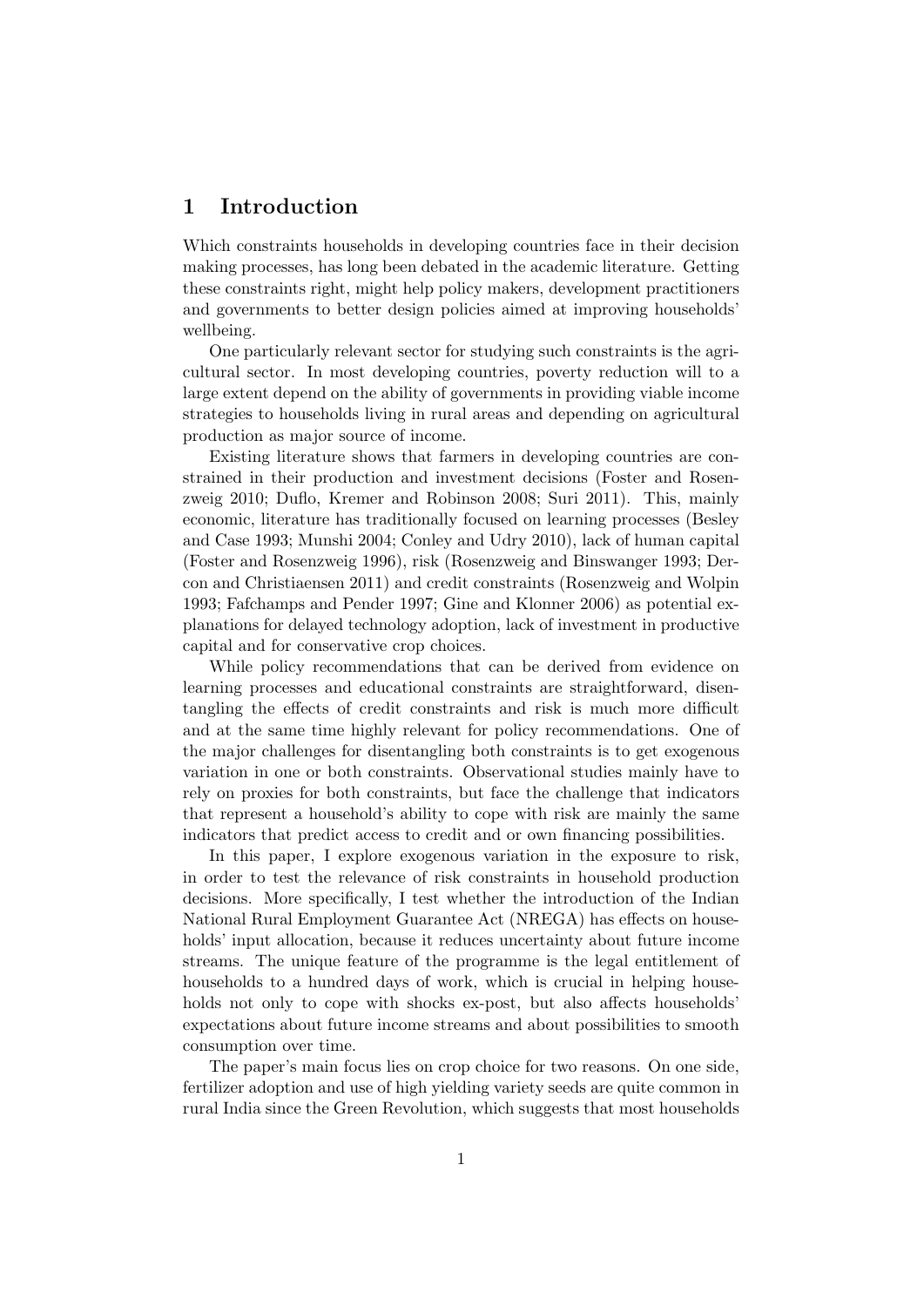# 1 Introduction

Which constraints households in developing countries face in their decision making processes, has long been debated in the academic literature. Getting these constraints right, might help policy makers, development practitioners and governments to better design policies aimed at improving households' wellbeing.

One particularly relevant sector for studying such constraints is the agricultural sector. In most developing countries, poverty reduction will to a large extent depend on the ability of governments in providing viable income strategies to households living in rural areas and depending on agricultural production as major source of income.

Existing literature shows that farmers in developing countries are constrained in their production and investment decisions (Foster and Rosenzweig 2010; Duflo, Kremer and Robinson 2008; Suri 2011). This, mainly economic, literature has traditionally focused on learning processes (Besley and Case 1993; Munshi 2004; Conley and Udry 2010), lack of human capital (Foster and Rosenzweig 1996), risk (Rosenzweig and Binswanger 1993; Dercon and Christiaensen 2011) and credit constraints (Rosenzweig and Wolpin 1993; Fafchamps and Pender 1997; Gine and Klonner 2006) as potential explanations for delayed technology adoption, lack of investment in productive capital and for conservative crop choices.

While policy recommendations that can be derived from evidence on learning processes and educational constraints are straightforward, disentangling the effects of credit constraints and risk is much more difficult and at the same time highly relevant for policy recommendations. One of the major challenges for disentangling both constraints is to get exogenous variation in one or both constraints. Observational studies mainly have to rely on proxies for both constraints, but face the challenge that indicators that represent a household's ability to cope with risk are mainly the same indicators that predict access to credit and or own financing possibilities.

In this paper, I explore exogenous variation in the exposure to risk, in order to test the relevance of risk constraints in household production decisions. More specifically, I test whether the introduction of the Indian National Rural Employment Guarantee Act (NREGA) has effects on households' input allocation, because it reduces uncertainty about future income streams. The unique feature of the programme is the legal entitlement of households to a hundred days of work, which is crucial in helping households not only to cope with shocks ex-post, but also affects households' expectations about future income streams and about possibilities to smooth consumption over time.

The paper's main focus lies on crop choice for two reasons. On one side, fertilizer adoption and use of high yielding variety seeds are quite common in rural India since the Green Revolution, which suggests that most households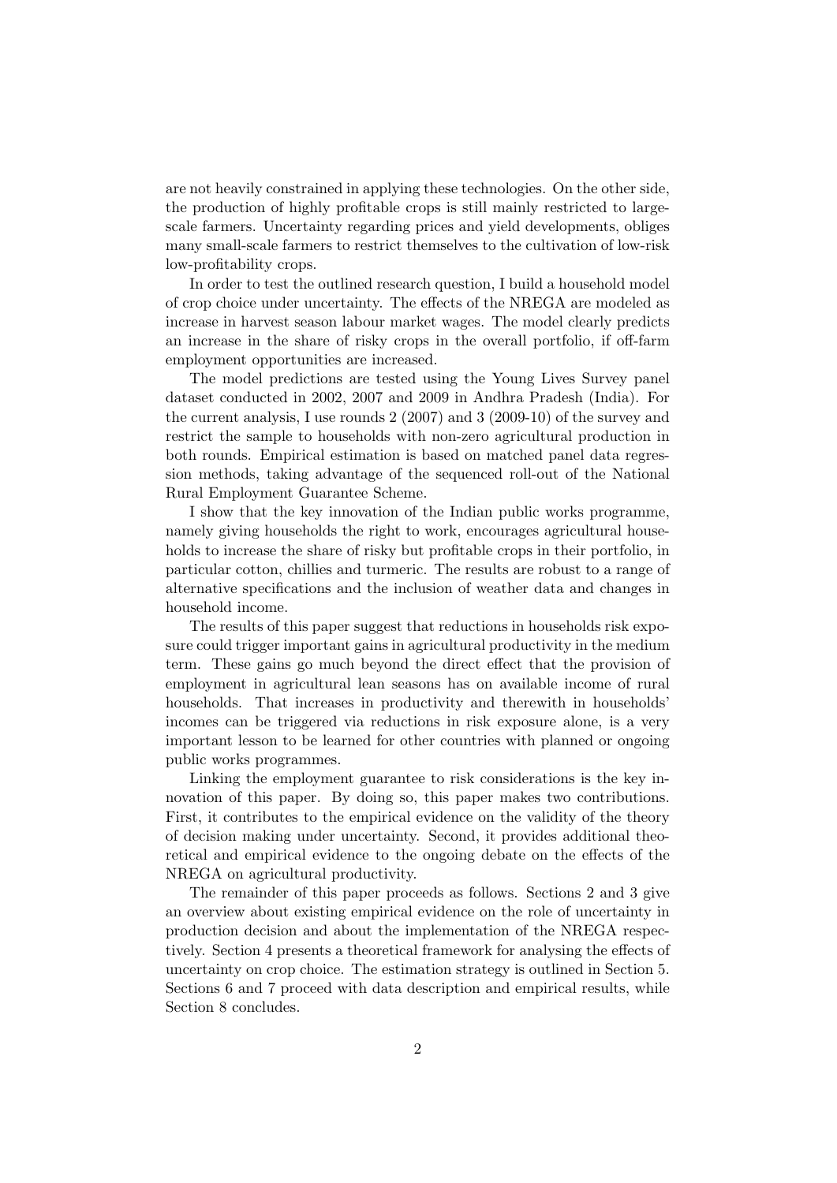are not heavily constrained in applying these technologies. On the other side, the production of highly profitable crops is still mainly restricted to large-scale farmers. Uncertainty regarding prices and yield developments, obliges many small-scale farmers to restrict themselves to the cultivation of low-risk low-profitability crops.

In order to test the outlined research question, I build a household model of crop choice under uncertainty. The effects of the NREGA are modeled as increase in harvest season labour market wages. The model clearly predicts an increase in the share of risky crops in the overall portfolio, if off-farm employment opportunities are increased.

The model predictions are tested using the Young Lives Survey panel dataset conducted in 2002, 2007 and 2009 in Andhra Pradesh (India). For the current analysis, I use rounds 2 (2007) and 3 (2009-10) of the survey and restrict the sample to households with non-zero agricultural production in both rounds. Empirical estimation is based on matched panel data regression methods, taking advantage of the sequenced roll-out of the National Rural Employment Guarantee Scheme.

I show that the key innovation of the Indian public works programme, namely giving households the right to work, encourages agricultural households to increase the share of risky but profitable crops in their portfolio, in particular cotton, chillies and turmeric. The results are robust to a range of alternative specifications and the inclusion of weather data and changes in household income.

The results of this paper suggest that reductions in households risk exposure could trigger important gains in agricultural productivity in the medium term. These gains go much beyond the direct effect that the provision of employment in agricultural lean seasons has on available income of rural households. That increases in productivity and therewith in households' incomes can be triggered via reductions in risk exposure alone, is a very important lesson to be learned for other countries with planned or ongoing public works programmes.

Linking the employment guarantee to risk considerations is the key innovation of this paper. By doing so, this paper makes two contributions. First, it contributes to the empirical evidence on the validity of the theory of decision making under uncertainty. Second, it provides additional theoretical and empirical evidence to the ongoing debate on the effects of the NREGA on agricultural productivity.

The remainder of this paper proceeds as follows. Sections 2 and 3 give an overview about existing empirical evidence on the role of uncertainty in production decision and about the implementation of the NREGA respectively. Section 4 presents a theoretical framework for analysing the effects of uncertainty on crop choice. The estimation strategy is outlined in Section 5. Sections 6 and 7 proceed with data description and empirical results, while Section 8 concludes.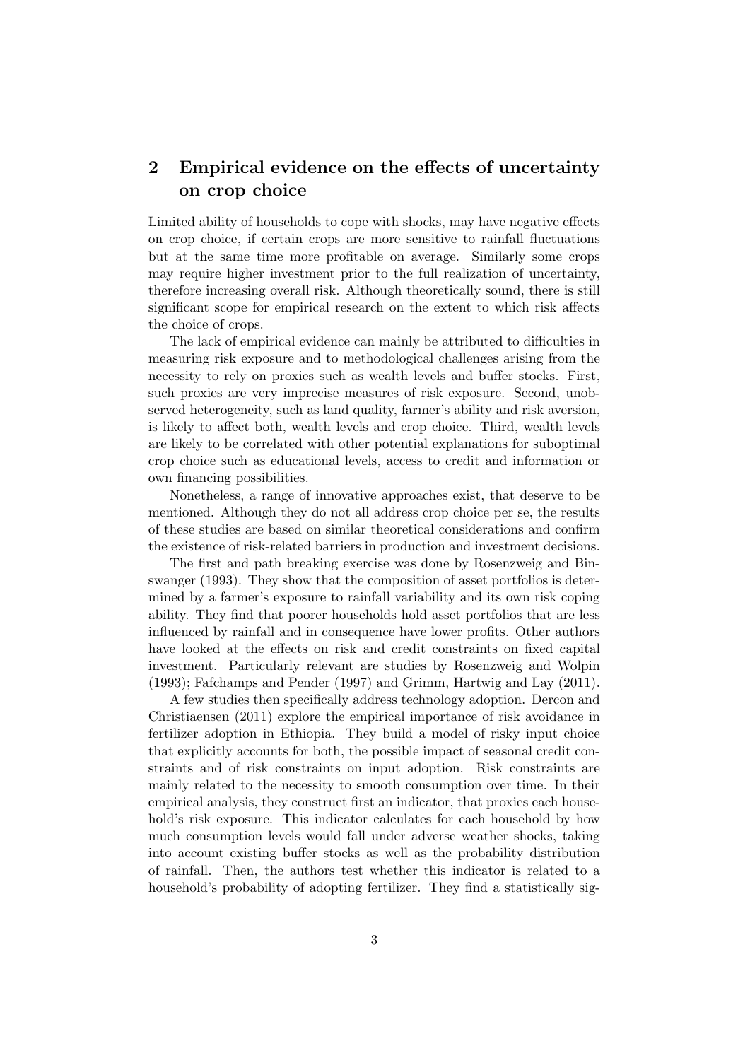## 2 Empirical evidence on the effects of uncertainty on crop choice

Limited ability of households to cope with shocks, may have negative effects on crop choice, if certain crops are more sensitive to rainfall fluctuations but at the same time more profitable on average. Similarly some crops may require higher investment prior to the full realization of uncertainty, therefore increasing overall risk. Although theoretically sound, there is still significant scope for empirical research on the extent to which risk affects the choice of crops.

The lack of empirical evidence can mainly be attributed to difficulties in measuring risk exposure and to methodological challenges arising from the necessity to rely on proxies such as wealth levels and buffer stocks. First, such proxies are very imprecise measures of risk exposure. Second, unobserved heterogeneity, such as land quality, farmer's ability and risk aversion, is likely to affect both, wealth levels and crop choice. Third, wealth levels are likely to be correlated with other potential explanations for suboptimal crop choice such as educational levels, access to credit and information or own financing possibilities.

Nonetheless, a range of innovative approaches exist, that deserve to be mentioned. Although they do not all address crop choice per se, the results of these studies are based on similar theoretical considerations and confirm the existence of risk-related barriers in production and investment decisions.

The first and path breaking exercise was done by Rosenzweig and Binswanger (1993). They show that the composition of asset portfolios is determined by a farmer's exposure to rainfall variability and its own risk coping ability. They find that poorer households hold asset portfolios that are less influenced by rainfall and in consequence have lower profits. Other authors have looked at the effects on risk and credit constraints on fixed capital investment. Particularly relevant are studies by Rosenzweig and Wolpin (1993); Fafchamps and Pender (1997) and Grimm, Hartwig and Lay (2011).

A few studies then specifically address technology adoption. Dercon and Christiaensen (2011) explore the empirical importance of risk avoidance in fertilizer adoption in Ethiopia. They build a model of risky input choice that explicitly accounts for both, the possible impact of seasonal credit constraints and of risk constraints on input adoption. Risk constraints are mainly related to the necessity to smooth consumption over time. In their empirical analysis, they construct first an indicator, that proxies each household's risk exposure. This indicator calculates for each household by how much consumption levels would fall under adverse weather shocks, taking into account existing buffer stocks as well as the probability distribution of rainfall. Then, the authors test whether this indicator is related to a household's probability of adopting fertilizer. They find a statistically sig-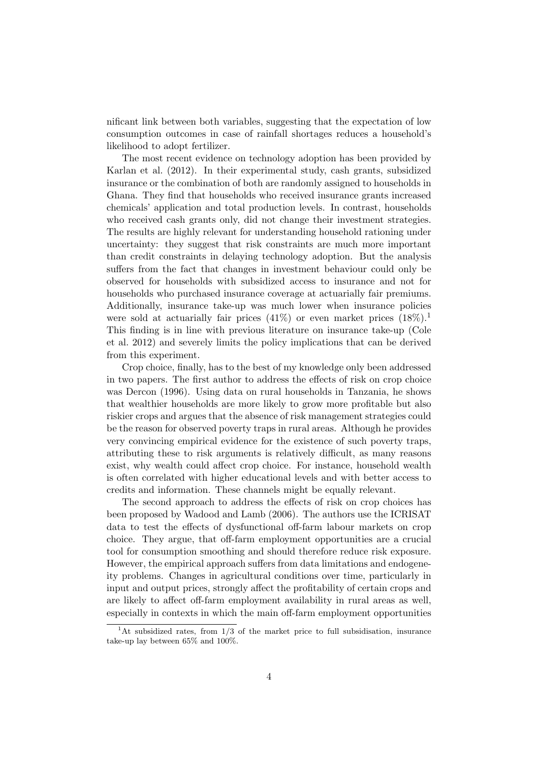nificant link between both variables, suggesting that the expectation of low consumption outcomes in case of rainfall shortages reduces a household's likelihood to adopt fertilizer.

The most recent evidence on technology adoption has been provided by Karlan et al. (2012). In their experimental study, cash grants, subsidized insurance or the combination of both are randomly assigned to households in Ghana. They find that households who received insurance grants increased chemicals' application and total production levels. In contrast, households who received cash grants only, did not change their investment strategies. The results are highly relevant for understanding household rationing under uncertainty: they suggest that risk constraints are much more important than credit constraints in delaying technology adoption. But the analysis suffers from the fact that changes in investment behaviour could only be observed for households with subsidized access to insurance and not for households who purchased insurance coverage at actuarially fair premiums. Additionally, insurance take-up was much lower when insurance policies were sold at actuarially fair prices (41%) or even market prices (18%).[1] This finding is in line with previous literature on insurance take-up (Cole et al. 2012) and severely limits the policy implications that can be derived from this experiment.

Crop choice, finally, has to the best of my knowledge only been addressed in two papers. The first author to address the effects of risk on crop choice was Dercon (1996). Using data on rural households in Tanzania, he shows that wealthier households are more likely to grow more profitable but also riskier crops and argues that the absence of risk management strategies could be the reason for observed poverty traps in rural areas. Although he provides very convincing empirical evidence for the existence of such poverty traps, attributing these to risk arguments is relatively difficult, as many reasons exist, why wealth could affect crop choice. For instance, household wealth is often correlated with higher educational levels and with better access to credits and information. These channels might be equally relevant.

The second approach to address the effects of risk on crop choices has been proposed by Wadood and Lamb (2006). The authors use the ICRISAT data to test the effects of dysfunctional off-farm labour markets on crop choice. They argue, that off-farm employment opportunities are a crucial tool for consumption smoothing and should therefore reduce risk exposure. However, the empirical approach suffers from data limitations and endogeneity problems. Changes in agricultural conditions over time, particularly in input and output prices, strongly affect the profitability of certain crops and are likely to affect off-farm employment availability in rural areas as well, especially in contexts in which the main off-farm employment opportunities

[1] At subsidized rates, from 1/3 of the market price to full subsidisation, insurance take-up lay between 65% and 100%.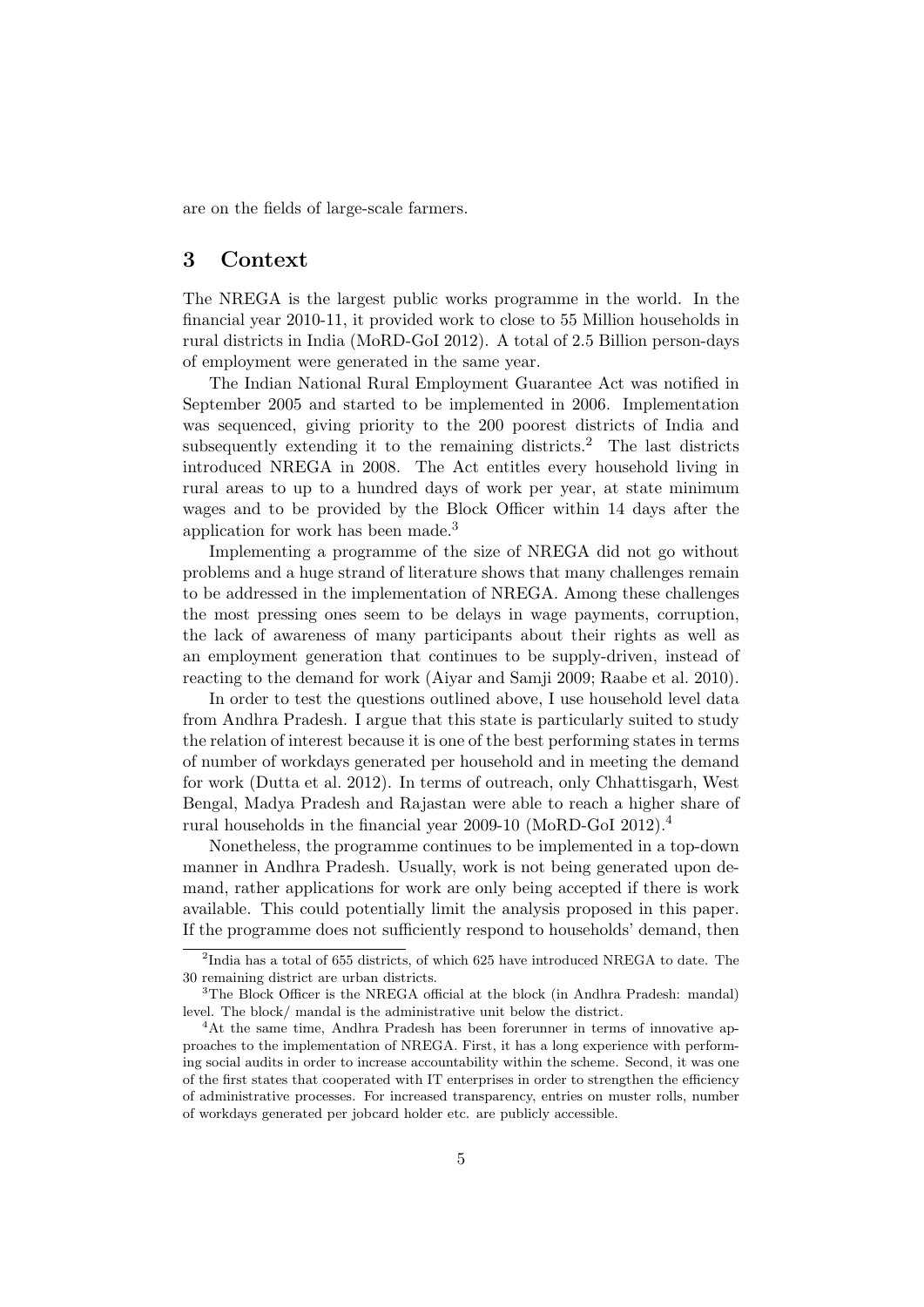are on the fields of large-scale farmers.

## 3 Context

The NREGA is the largest public works programme in the world. In the financial year 2010-11, it provided work to close to 55 Million households in rural districts in India (MoRD-GoI 2012). A total of 2.5 Billion person-days of employment were generated in the same year.

The Indian National Rural Employment Guarantee Act was notified in September 2005 and started to be implemented in 2006. Implementation was sequenced, giving priority to the 200 poorest districts of India and subsequently extending it to the remaining districts.[2] The last districts introduced NREGA in 2008. The Act entitles every household living in rural areas to up to a hundred days of work per year, at state minimum wages and to be provided by the Block Officer within 14 days after the application for work has been made.[3]

Implementing a programme of the size of NREGA did not go without problems and a huge strand of literature shows that many challenges remain to be addressed in the implementation of NREGA. Among these challenges the most pressing ones seem to be delays in wage payments, corruption, the lack of awareness of many participants about their rights as well as an employment generation that continues to be supply-driven, instead of reacting to the demand for work (Aiyar and Samji 2009; Raabe et al. 2010).

In order to test the questions outlined above, I use household level data from Andhra Pradesh. I argue that this state is particularly suited to study the relation of interest because it is one of the best performing states in terms of number of workdays generated per household and in meeting the demand for work (Dutta et al. 2012). In terms of outreach, only Chhattisgarh, West Bengal, Madya Pradesh and Rajastan were able to reach a higher share of rural households in the financial year 2009-10 (MoRD-GoI 2012).[4]

Nonetheless, the programme continues to be implemented in a top-down manner in Andhra Pradesh. Usually, work is not being generated upon demand, rather applications for work are only being accepted if there is work available. This could potentially limit the analysis proposed in this paper. If the programme does not sufficiently respond to households' demand, then

[2] India has a total of 655 districts, of which 625 have introduced NREGA to date. The 30 remaining district are urban districts.

[3] The Block Officer is the NREGA official at the block (in Andhra Pradesh: mandal) level. The block/ mandal is the administrative unit below the district.

[4] At the same time, Andhra Pradesh has been forerunner in terms of innovative approaches to the implementation of NREGA. First, it has a long experience with performing social audits in order to increase accountability within the scheme. Second, it was one of the first states that cooperated with IT enterprises in order to strengthen the efficiency of administrative processes. For increased transparency, entries on muster rolls, number of workdays generated per jobcard holder etc. are publicly accessible.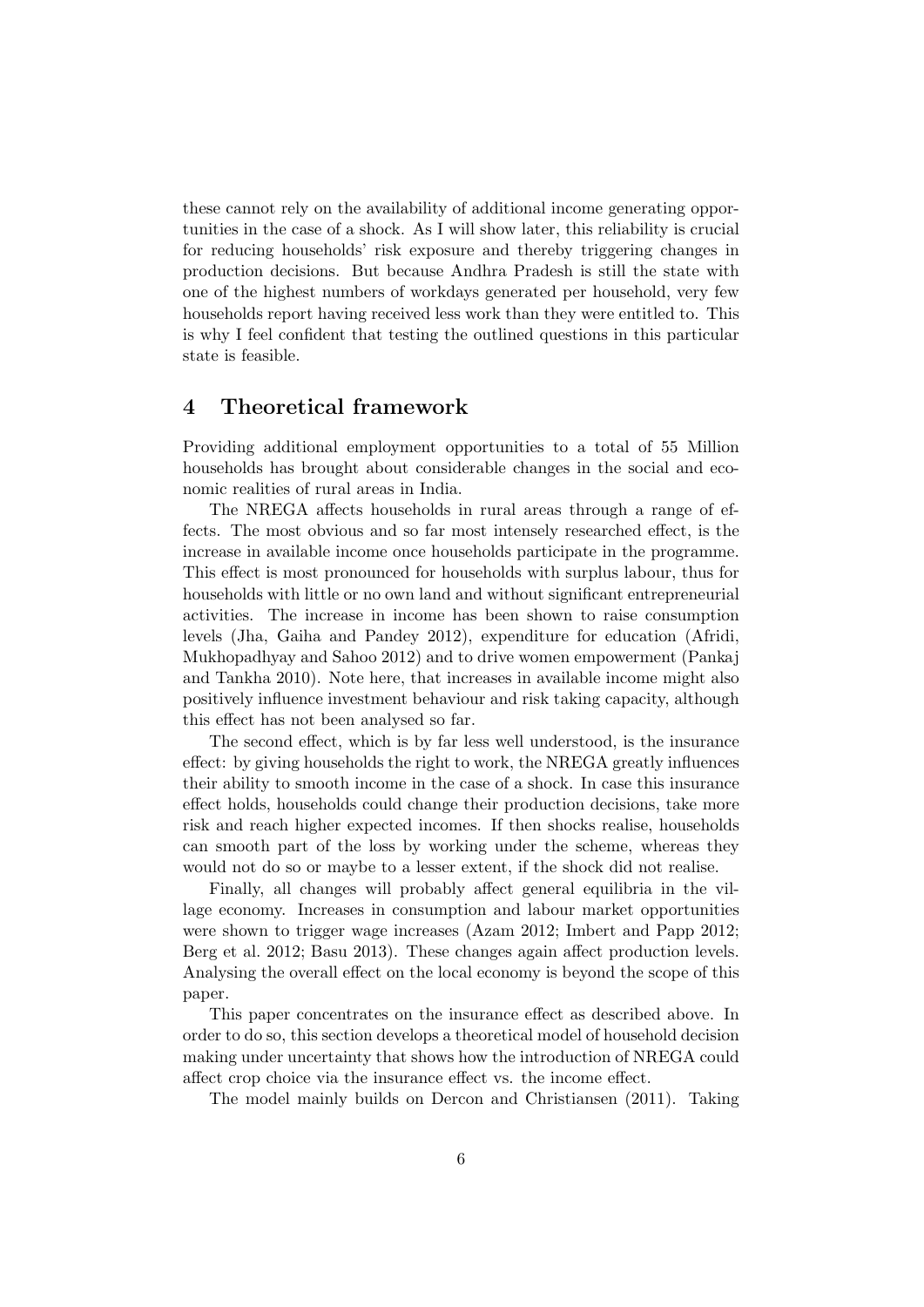these cannot rely on the availability of additional income generating opportunities in the case of a shock. As I will show later, this reliability is crucial for reducing households' risk exposure and thereby triggering changes in production decisions. But because Andhra Pradesh is still the state with one of the highest numbers of workdays generated per household, very few households report having received less work than they were entitled to. This is why I feel confident that testing the outlined questions in this particular state is feasible.

## 4 Theoretical framework

Providing additional employment opportunities to a total of 55 Million households has brought about considerable changes in the social and economic realities of rural areas in India.

The NREGA affects households in rural areas through a range of effects. The most obvious and so far most intensely researched effect, is the increase in available income once households participate in the programme. This effect is most pronounced for households with surplus labour, thus for households with little or no own land and without significant entrepreneurial activities. The increase in income has been shown to raise consumption levels (Jha, Gaiha and Pandey 2012), expenditure for education (Afridi, Mukhopadhyay and Sahoo 2012) and to drive women empowerment (Pankaj and Tankha 2010). Note here, that increases in available income might also positively influence investment behaviour and risk taking capacity, although this effect has not been analysed so far.

The second effect, which is by far less well understood, is the insurance effect: by giving households the right to work, the NREGA greatly influences their ability to smooth income in the case of a shock. In case this insurance effect holds, households could change their production decisions, take more risk and reach higher expected incomes. If then shocks realise, households can smooth part of the loss by working under the scheme, whereas they would not do so or maybe to a lesser extent, if the shock did not realise.

Finally, all changes will probably affect general equilibria in the village economy. Increases in consumption and labour market opportunities were shown to trigger wage increases (Azam 2012; Imbert and Papp 2012; Berg et al. 2012; Basu 2013). These changes again affect production levels. Analysing the overall effect on the local economy is beyond the scope of this paper.

This paper concentrates on the insurance effect as described above. In order to do so, this section develops a theoretical model of household decision making under uncertainty that shows how the introduction of NREGA could affect crop choice via the insurance effect vs. the income effect.

The model mainly builds on Dercon and Christiansen (2011). Taking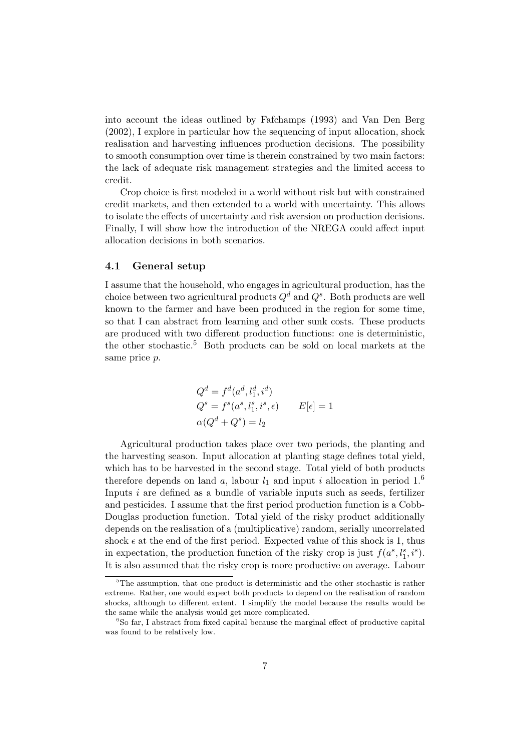into account the ideas outlined by Fafchamps (1993) and Van Den Berg (2002), I explore in particular how the sequencing of input allocation, shock realisation and harvesting influences production decisions. The possibility to smooth consumption over time is therein constrained by two main factors: the lack of adequate risk management strategies and the limited access to credit.

Crop choice is first modeled in a world without risk but with constrained credit markets, and then extended to a world with uncertainty. This allows to isolate the effects of uncertainty and risk aversion on production decisions. Finally, I will show how the introduction of the NREGA could affect input allocation decisions in both scenarios.

### 4.1 General setup

I assume that the household, who engages in agricultural production, has the choice between two agricultural products $Q^d$ and $Q^s$. Both products are well known to the farmer and have been produced in the region for some time, so that I can abstract from learning and other sunk costs. These products are produced with two different production functions: one is deterministic, the other stochastic.[5] Both products can be sold on local markets at the same price $p$.

$$Q^d = f^d(a^d, l_1^d, i^d)$$
$$Q^s = f^s(a^s, l_1^s, i^s, \epsilon) \qquad E[\epsilon] = 1$$
$$\alpha(Q^d + Q^s) = l_2$$

Agricultural production takes place over two periods, the planting and the harvesting season. Input allocation at planting stage defines total yield, which has to be harvested in the second stage. Total yield of both products therefore depends on land $a$, labour $l_1$ and input $i$ allocation in period 1.[6] Inputs $i$ are defined as a bundle of variable inputs such as seeds, fertilizer and pesticides. I assume that the first period production function is a Cobb-Douglas production function. Total yield of the risky product additionally depends on the realisation of a (multiplicative) random, serially uncorrelated shock $\epsilon$ at the end of the first period. Expected value of this shock is 1, thus in expectation, the production function of the risky crop is just $f(a^s, l_1^s, i^s)$. It is also assumed that the risky crop is more productive on average. Labour

[5] The assumption, that one product is deterministic and the other stochastic is rather extreme. Rather, one would expect both products to depend on the realisation of random shocks, although to different extent. I simplify the model because the results would be the same while the analysis would get more complicated.

[6] So far, I abstract from fixed capital because the marginal effect of productive capital was found to be relatively low.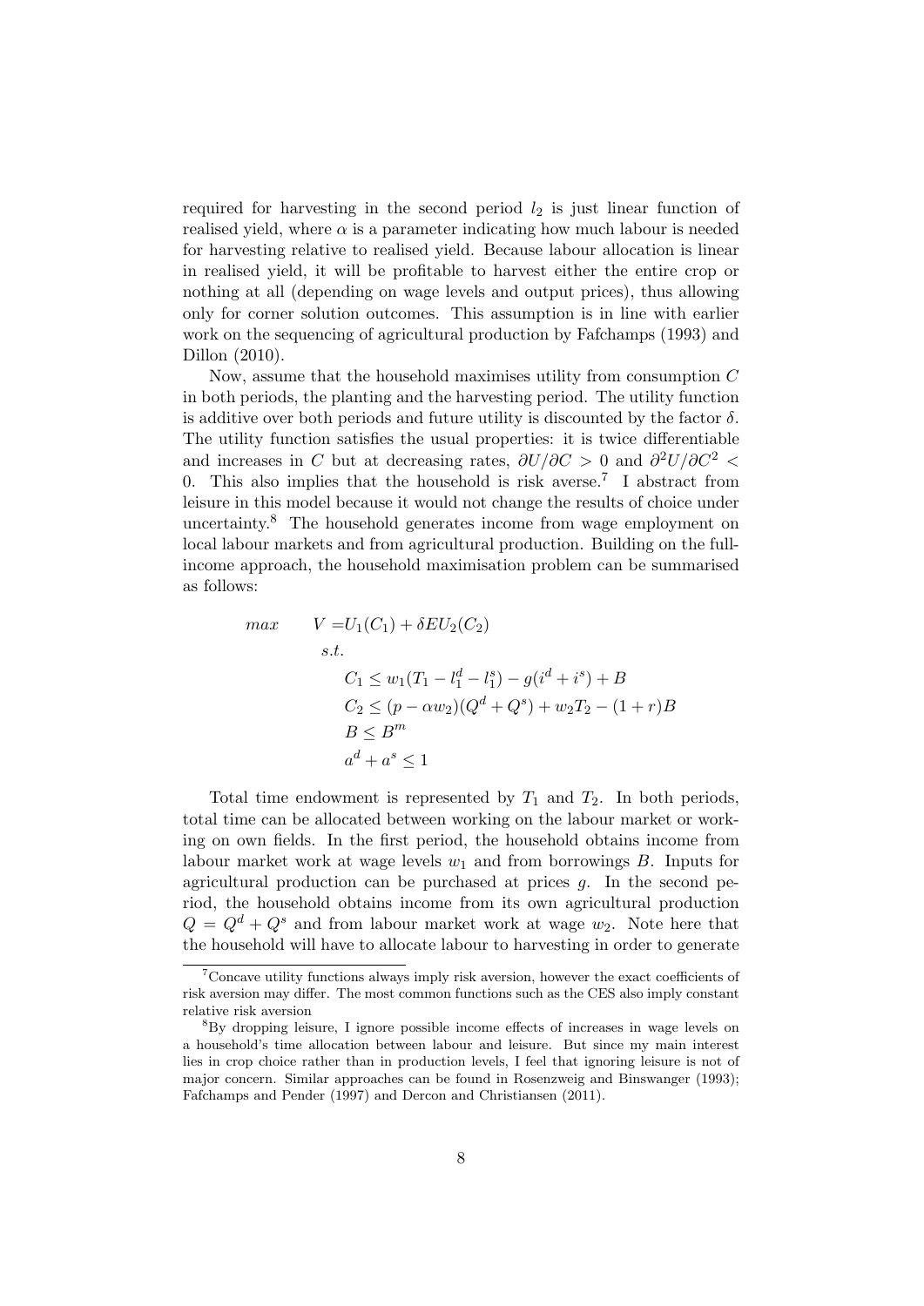required for harvesting in the second period $l_2$ is just linear function of realised yield, where $\alpha$ is a parameter indicating how much labour is needed for harvesting relative to realised yield. Because labour allocation is linear in realised yield, it will be profitable to harvest either the entire crop or nothing at all (depending on wage levels and output prices), thus allowing only for corner solution outcomes. This assumption is in line with earlier work on the sequencing of agricultural production by Fafchamps (1993) and Dillon (2010).

Now, assume that the household maximises utility from consumption $C$ in both periods, the planting and the harvesting period. The utility function is additive over both periods and future utility is discounted by the factor $\delta$. The utility function satisfies the usual properties: it is twice differentiable and increases in $C$ but at decreasing rates, $\partial U/\partial C > 0$ and $\partial^2 U/\partial C^2 < 0$. This also implies that the household is risk averse.[7] I abstract from leisure in this model because it would not change the results of choice under uncertainty.[8] The household generates income from wage employment on local labour markets and from agricultural production. Building on the full-income approach, the household maximisation problem can be summarised as follows:

$$
\begin{aligned}
max \qquad V = & U_1(C_1) + \delta E U_2(C_2) \\
& s.t. \\
& \quad C_1 \leq w_1(T_1 - l_1^d - l_1^s) - g(i^d + i^s) + B \\
& \quad C_2 \leq (p - \alpha w_2)(Q^d + Q^s) + w_2 T_2 - (1+r)B \\
& \quad B \leq B^m \\
& \quad a^d + a^s \leq 1
\end{aligned}
$$

Total time endowment is represented by $T_1$ and $T_2$. In both periods, total time can be allocated between working on the labour market or working on own fields. In the first period, the household obtains income from labour market work at wage levels $w_1$ and from borrowings $B$. Inputs for agricultural production can be purchased at prices $g$. In the second period, the household obtains income from its own agricultural production $Q = Q^d + Q^s$ and from labour market work at wage $w_2$. Note here that the household will have to allocate labour to harvesting in order to generate

[7] Concave utility functions always imply risk aversion, however the exact coefficients of risk aversion may differ. The most common functions such as the CES also imply constant relative risk aversion

[8] By dropping leisure, I ignore possible income effects of increases in wage levels on a household's time allocation between labour and leisure. But since my main interest lies in crop choice rather than in production levels, I feel that ignoring leisure is not of major concern. Similar approaches can be found in Rosenzweig and Binswanger (1993); Fafchamps and Pender (1997) and Dercon and Christiansen (2011).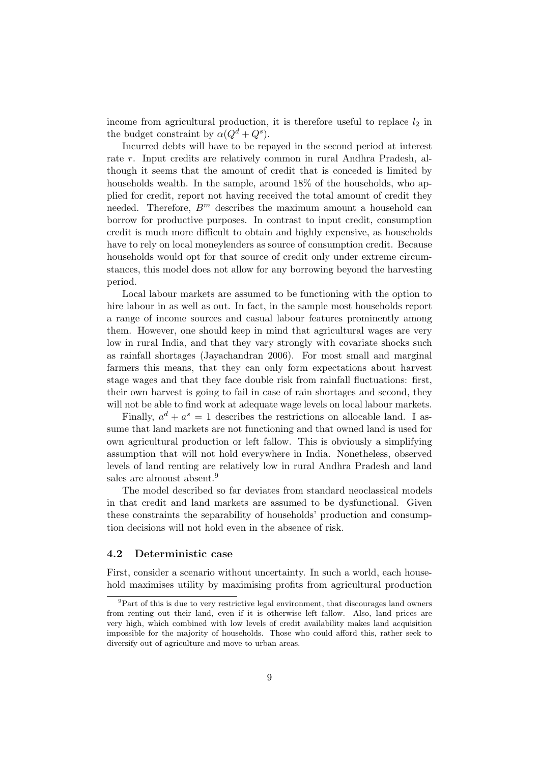income from agricultural production, it is therefore useful to replace $l_2$ in the budget constraint by $\alpha(Q^d + Q^s)$.

Incurred debts will have to be repayed in the second period at interest rate $r$. Input credits are relatively common in rural Andhra Pradesh, although it seems that the amount of credit that is conceded is limited by households wealth. In the sample, around 18% of the households, who applied for credit, report not having received the total amount of credit they needed. Therefore, $B^m$ describes the maximum amount a household can borrow for productive purposes. In contrast to input credit, consumption credit is much more difficult to obtain and highly expensive, as households have to rely on local moneylenders as source of consumption credit. Because households would opt for that source of credit only under extreme circumstances, this model does not allow for any borrowing beyond the harvesting period.

Local labour markets are assumed to be functioning with the option to hire labour in as well as out. In fact, in the sample most households report a range of income sources and casual labour features prominently among them. However, one should keep in mind that agricultural wages are very low in rural India, and that they vary strongly with covariate shocks such as rainfall shortages (Jayachandran 2006). For most small and marginal farmers this means, that they can only form expectations about harvest stage wages and that they face double risk from rainfall fluctuations: first, their own harvest is going to fail in case of rain shortages and second, they will not be able to find work at adequate wage levels on local labour markets.

Finally, $a^d + a^s = 1$ describes the restrictions on allocable land. I assume that land markets are not functioning and that owned land is used for own agricultural production or left fallow. This is obviously a simplifying assumption that will not hold everywhere in India. Nonetheless, observed levels of land renting are relatively low in rural Andhra Pradesh and land sales are almoust absent.[9]

The model described so far deviates from standard neoclassical models in that credit and land markets are assumed to be dysfunctional. Given these constraints the separability of households' production and consumption decisions will not hold even in the absence of risk.

### 4.2 Deterministic case

First, consider a scenario without uncertainty. In such a world, each household maximises utility by maximising profits from agricultural production

[9] Part of this is due to very restrictive legal environment, that discourages land owners from renting out their land, even if it is otherwise left fallow. Also, land prices are very high, which combined with low levels of credit availability makes land acquisition impossible for the majority of households. Those who could afford this, rather seek to diversify out of agriculture and move to urban areas.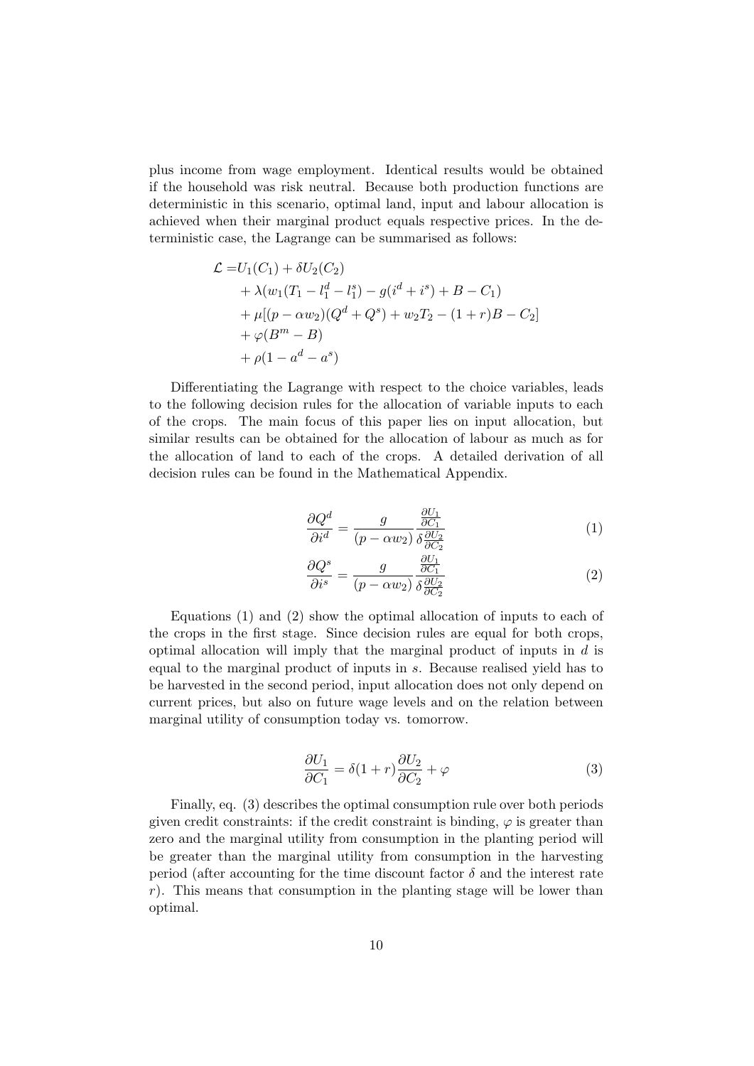plus income from wage employment. Identical results would be obtained if the household was risk neutral. Because both production functions are deterministic in this scenario, optimal land, input and labour allocation is achieved when their marginal product equals respective prices. In the deterministic case, the Lagrange can be summarised as follows:

$$
\begin{aligned}
\mathcal{L} =& U_1(C_1) + \delta U_2(C_2) \\
&+ \lambda(w_1(T_1 - l_1^d - l_1^s) - g(i^d + i^s) + B - C_1) \\
&+ \mu[(p - \alpha w_2)(Q^d + Q^s) + w_2 T_2 - (1+r)B - C_2] \\
&+ \varphi(B^m - B) \\
&+ \rho(1 - a^d - a^s)
\end{aligned}
$$

Differentiating the Lagrange with respect to the choice variables, leads to the following decision rules for the allocation of variable inputs to each of the crops. The main focus of this paper lies on input allocation, but similar results can be obtained for the allocation of labour as much as for the allocation of land to each of the crops. A detailed derivation of all decision rules can be found in the Mathematical Appendix.

$$
\frac{\partial Q^d}{\partial i^d} = \frac{g}{(p - \alpha w_2)} \frac{\frac{\partial U_1}{\partial C_1}}{\delta \frac{\partial U_2}{\partial C_2}} \tag{1}
$$

$$
\frac{\partial Q^s}{\partial i^s} = \frac{g}{(p - \alpha w_2)} \frac{\frac{\partial U_1}{\partial C_1}}{\delta \frac{\partial U_2}{\partial C_2}} \tag{2}
$$

Equations (1) and (2) show the optimal allocation of inputs to each of the crops in the first stage. Since decision rules are equal for both crops, optimal allocation will imply that the marginal product of inputs in $d$ is equal to the marginal product of inputs in $s$. Because realised yield has to be harvested in the second period, input allocation does not only depend on current prices, but also on future wage levels and on the relation between marginal utility of consumption today vs. tomorrow.

$$
\frac{\partial U_1}{\partial C_1} = \delta(1+r)\frac{\partial U_2}{\partial C_2} + \varphi \tag{3}
$$

Finally, eq. (3) describes the optimal consumption rule over both periods given credit constraints: if the credit constraint is binding, $\varphi$ is greater than zero and the marginal utility from consumption in the planting period will be greater than the marginal utility from consumption in the harvesting period (after accounting for the time discount factor $\delta$ and the interest rate $r$). This means that consumption in the planting stage will be lower than optimal.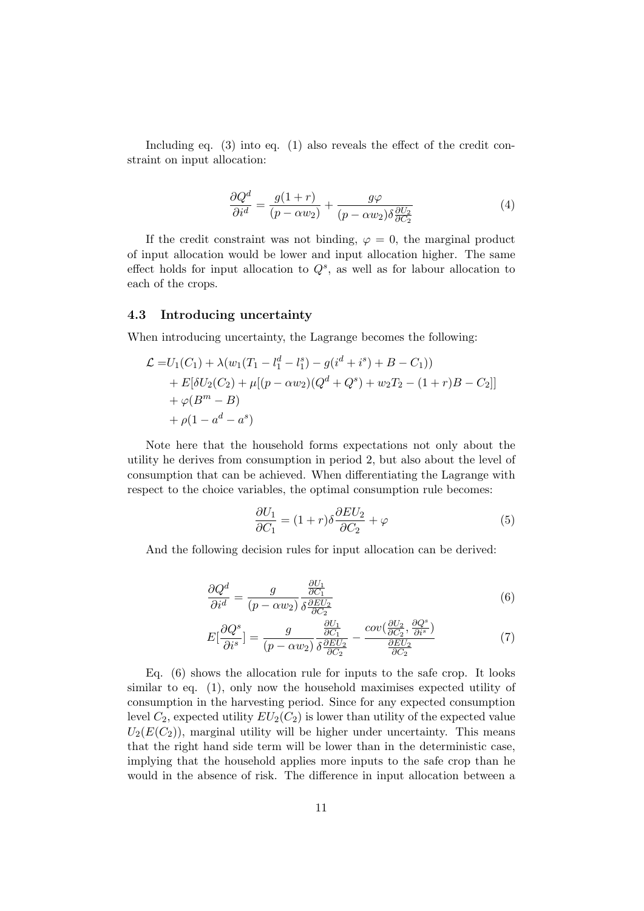Including eq. (3) into eq. (1) also reveals the effect of the credit constraint on input allocation:

$$\frac{\partial Q^d}{\partial i^d} = \frac{g(1+r)}{(p-\alpha w_2)} + \frac{g\varphi}{(p-\alpha w_2)\delta\frac{\partial U_2}{\partial C_2}} \tag{4}$$

If the credit constraint was not binding, $\varphi = 0$, the marginal product of input allocation would be lower and input allocation higher. The same effect holds for input allocation to $Q^s$, as well as for labour allocation to each of the crops.

### 4.3 Introducing uncertainty

When introducing uncertainty, the Lagrange becomes the following:

$$\begin{aligned}
\mathcal{L} =& U_1(C_1) + \lambda(w_1(T_1 - l_1^d - l_1^s) - g(i^d + i^s) + B - C_1)) \\
&+ E[\delta U_2(C_2) + \mu[(p-\alpha w_2)(Q^d + Q^s) + w_2 T_2 - (1+r)B - C_2]] \\
&+ \varphi(B^m - B) \\
&+ \rho(1 - a^d - a^s)
\end{aligned}$$

Note here that the household forms expectations not only about the utility he derives from consumption in period 2, but also about the level of consumption that can be achieved. When differentiating the Lagrange with respect to the choice variables, the optimal consumption rule becomes:

$$\frac{\partial U_1}{\partial C_1} = (1+r)\delta\frac{\partial EU_2}{\partial C_2} + \varphi \tag{5}$$

And the following decision rules for input allocation can be derived:

$$\frac{\partial Q^d}{\partial i^d} = \frac{g}{(p-\alpha w_2)}\frac{\frac{\partial U_1}{\partial C_1}}{\delta\frac{\partial EU_2}{\partial C_2}} \tag{6}$$

$$E[\frac{\partial Q^s}{\partial i^s}] = \frac{g}{(p-\alpha w_2)}\frac{\frac{\partial U_1}{\partial C_1}}{\delta\frac{\partial EU_2}{\partial C_2}} - \frac{cov(\frac{\partial U_2}{\partial C_2}, \frac{\partial Q^s}{\partial i^s})}{\frac{\partial EU_2}{\partial C_2}} \tag{7}$$

Eq. (6) shows the allocation rule for inputs to the safe crop. It looks similar to eq. (1), only now the household maximises expected utility of consumption in the harvesting period. Since for any expected consumption level $C_2$, expected utility $EU_2(C_2)$ is lower than utility of the expected value $U_2(E(C_2))$, marginal utility will be higher under uncertainty. This means that the right hand side term will be lower than in the deterministic case, implying that the household applies more inputs to the safe crop than he would in the absence of risk. The difference in input allocation between a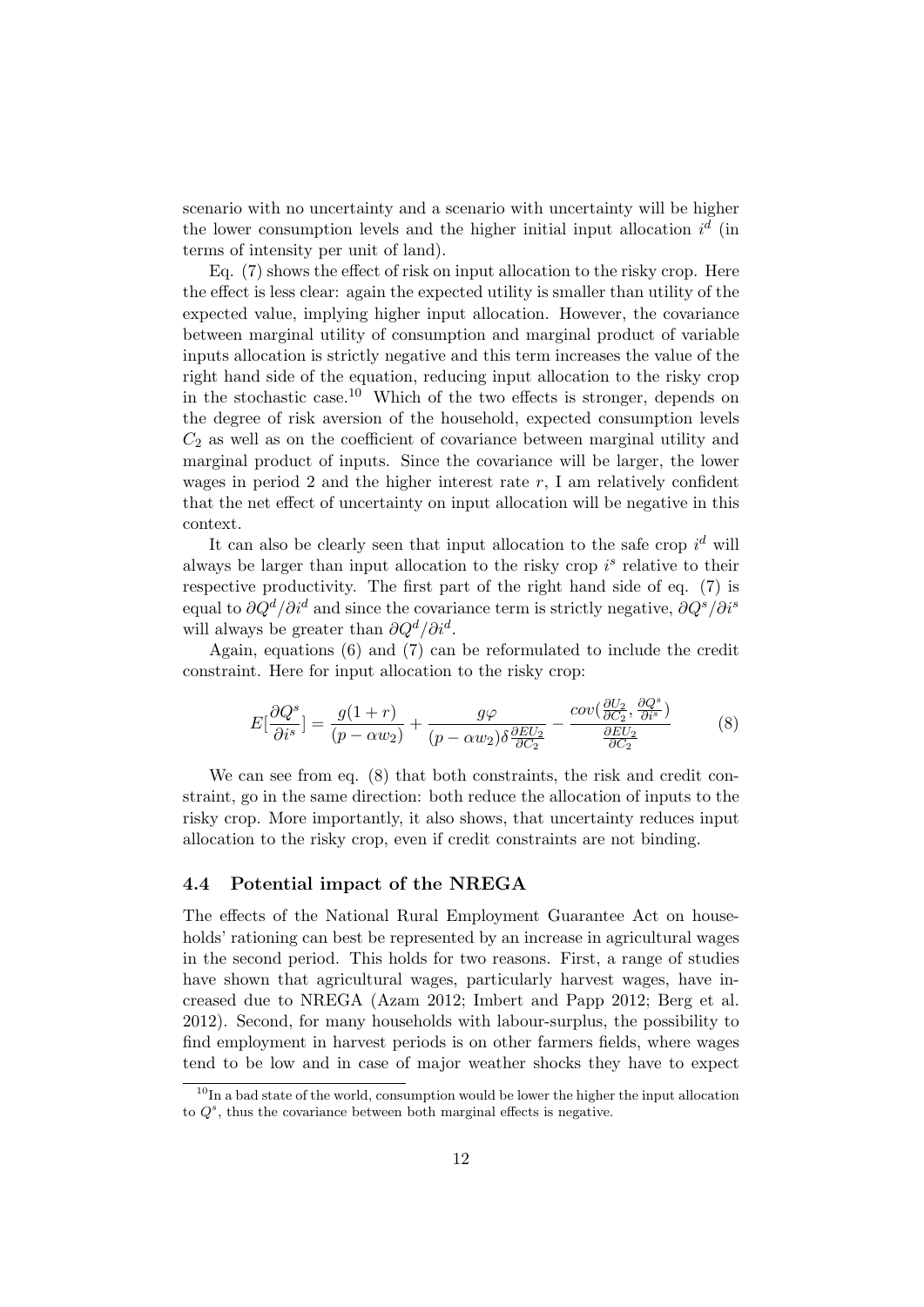scenario with no uncertainty and a scenario with uncertainty will be higher the lower consumption levels and the higher initial input allocation $i^d$ (in terms of intensity per unit of land).

Eq. (7) shows the effect of risk on input allocation to the risky crop. Here the effect is less clear: again the expected utility is smaller than utility of the expected value, implying higher input allocation. However, the covariance between marginal utility of consumption and marginal product of variable inputs allocation is strictly negative and this term increases the value of the right hand side of the equation, reducing input allocation to the risky crop in the stochastic case.[10] Which of the two effects is stronger, depends on the degree of risk aversion of the household, expected consumption levels $C_2$ as well as on the coefficient of covariance between marginal utility and marginal product of inputs. Since the covariance will be larger, the lower wages in period 2 and the higher interest rate $r$, I am relatively confident that the net effect of uncertainty on input allocation will be negative in this context.

It can also be clearly seen that input allocation to the safe crop $i^d$ will always be larger than input allocation to the risky crop $i^s$ relative to their respective productivity. The first part of the right hand side of eq. (7) is equal to $\partial Q^d/\partial i^d$ and since the covariance term is strictly negative, $\partial Q^s/\partial i^s$ will always be greater than $\partial Q^d/\partial i^d$.

Again, equations (6) and (7) can be reformulated to include the credit constraint. Here for input allocation to the risky crop:

$$E[\frac{\partial Q^s}{\partial i^s}] = \frac{g(1+r)}{(p-\alpha w_2)} + \frac{g\varphi}{(p-\alpha w_2)\delta\frac{\partial EU_2}{\partial C_2}} - \frac{cov(\frac{\partial U_2}{\partial C_2}, \frac{\partial Q^s}{\partial i^s})}{\frac{\partial EU_2}{\partial C_2}} \tag{8}$$

We can see from eq. (8) that both constraints, the risk and credit constraint, go in the same direction: both reduce the allocation of inputs to the risky crop. More importantly, it also shows, that uncertainty reduces input allocation to the risky crop, even if credit constraints are not binding.

### 4.4 Potential impact of the NREGA

The effects of the National Rural Employment Guarantee Act on households' rationing can best be represented by an increase in agricultural wages in the second period. This holds for two reasons. First, a range of studies have shown that agricultural wages, particularly harvest wages, have increased due to NREGA (Azam 2012; Imbert and Papp 2012; Berg et al. 2012). Second, for many households with labour-surplus, the possibility to find employment in harvest periods is on other farmers fields, where wages tend to be low and in case of major weather shocks they have to expect

[10] In a bad state of the world, consumption would be lower the higher the input allocation to $Q^s$, thus the covariance between both marginal effects is negative.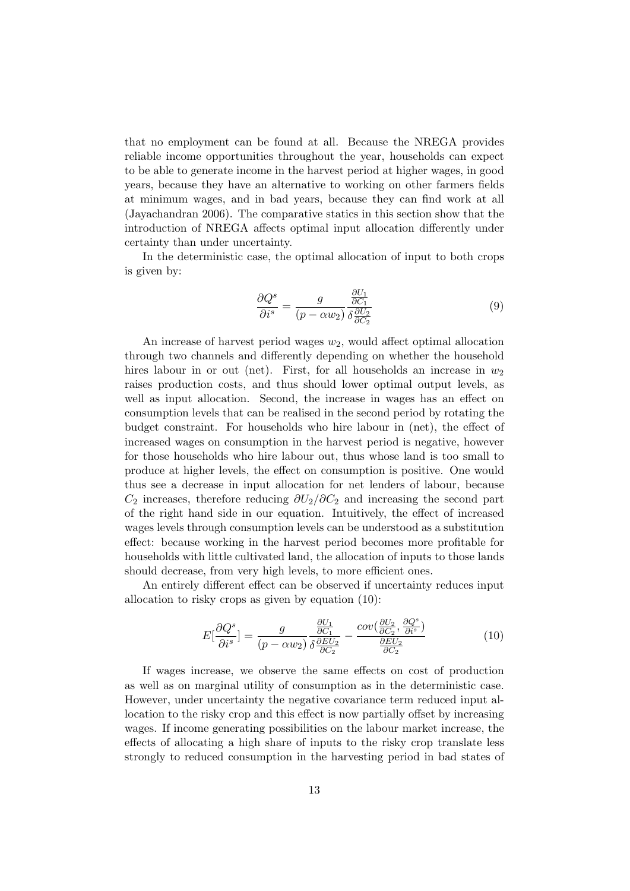that no employment can be found at all. Because the NREGA provides reliable income opportunities throughout the year, households can expect to be able to generate income in the harvest period at higher wages, in good years, because they have an alternative to working on other farmers fields at minimum wages, and in bad years, because they can find work at all (Jayachandran 2006). The comparative statics in this section show that the introduction of NREGA affects optimal input allocation differently under certainty than under uncertainty.

In the deterministic case, the optimal allocation of input to both crops is given by:

$$\frac{\partial Q^s}{\partial i^s} = \frac{g}{(p - \alpha w_2)} \frac{\frac{\partial U_1}{\partial C_1}}{\delta \frac{\partial U_2}{\partial C_2}} \tag{9}$$

An increase of harvest period wages $w_2$, would affect optimal allocation through two channels and differently depending on whether the household hires labour in or out (net). First, for all households an increase in $w_2$ raises production costs, and thus should lower optimal output levels, as well as input allocation. Second, the increase in wages has an effect on consumption levels that can be realised in the second period by rotating the budget constraint. For households who hire labour in (net), the effect of increased wages on consumption in the harvest period is negative, however for those households who hire labour out, thus whose land is too small to produce at higher levels, the effect on consumption is positive. One would thus see a decrease in input allocation for net lenders of labour, because $C_2$ increases, therefore reducing $\partial U_2/\partial C_2$ and increasing the second part of the right hand side in our equation. Intuitively, the effect of increased wages levels through consumption levels can be understood as a substitution effect: because working in the harvest period becomes more profitable for households with little cultivated land, the allocation of inputs to those lands should decrease, from very high levels, to more efficient ones.

An entirely different effect can be observed if uncertainty reduces input allocation to risky crops as given by equation (10):

$$E[\frac{\partial Q^s}{\partial i^s}] = \frac{g}{(p - \alpha w_2)} \frac{\frac{\partial U_1}{\partial C_1}}{\delta \frac{\partial EU_2}{\partial C_2}} - \frac{cov(\frac{\partial U_2}{\partial C_2}, \frac{\partial Q^s}{\partial i^s})}{\frac{\partial EU_2}{\partial C_2}} \tag{10}$$

If wages increase, we observe the same effects on cost of production as well as on marginal utility of consumption as in the deterministic case. However, under uncertainty the negative covariance term reduced input allocation to the risky crop and this effect is now partially offset by increasing wages. If income generating possibilities on the labour market increase, the effects of allocating a high share of inputs to the risky crop translate less strongly to reduced consumption in the harvesting period in bad states of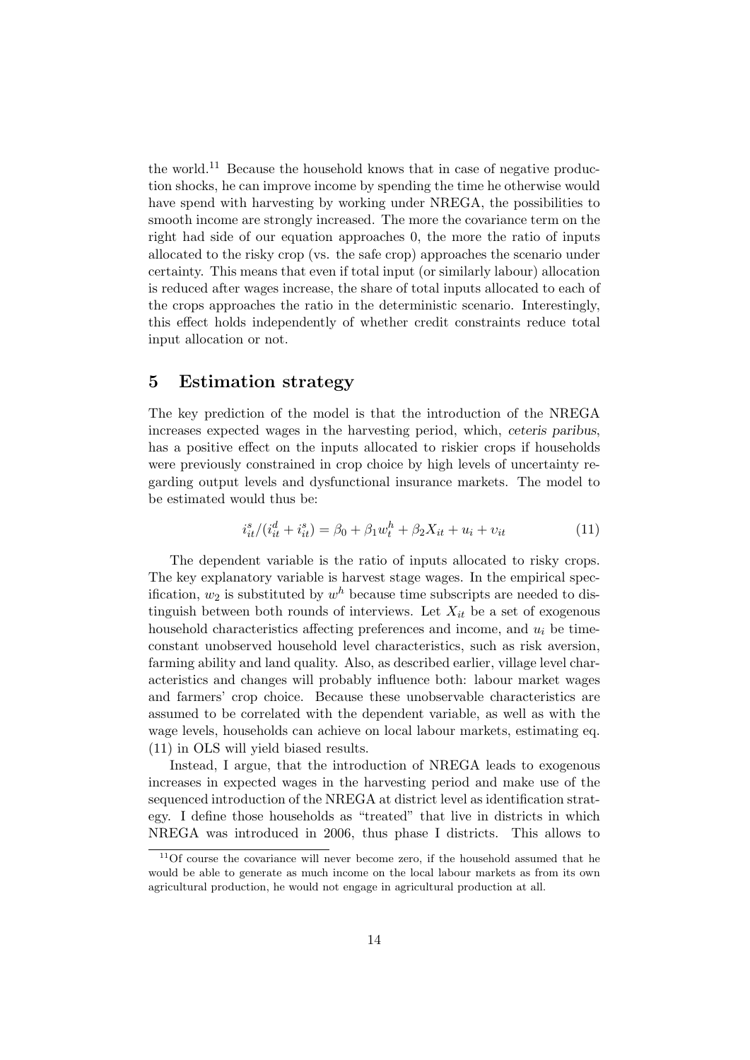the world.[11] Because the household knows that in case of negative production shocks, he can improve income by spending the time he otherwise would have spend with harvesting by working under NREGA, the possibilities to smooth income are strongly increased. The more the covariance term on the right had side of our equation approaches 0, the more the ratio of inputs allocated to the risky crop (vs. the safe crop) approaches the scenario under certainty. This means that even if total input (or similarly labour) allocation is reduced after wages increase, the share of total inputs allocated to each of the crops approaches the ratio in the deterministic scenario. Interestingly, this effect holds independently of whether credit constraints reduce total input allocation or not.

## 5 Estimation strategy

The key prediction of the model is that the introduction of the NREGA increases expected wages in the harvesting period, which, *ceteris paribus*, has a positive effect on the inputs allocated to riskier crops if households were previously constrained in crop choice by high levels of uncertainty regarding output levels and dysfunctional insurance markets. The model to be estimated would thus be:

$$i^s_{it}/(i^d_{it} + i^s_{it}) = \beta_0 + \beta_1 w^h_t + \beta_2 X_{it} + u_i + \upsilon_{it} \tag{11}$$

The dependent variable is the ratio of inputs allocated to risky crops. The key explanatory variable is harvest stage wages. In the empirical specification, $w_2$ is substituted by $w^h$ because time subscripts are needed to distinguish between both rounds of interviews. Let $X_{it}$ be a set of exogenous household characteristics affecting preferences and income, and $u_i$ be time-constant unobserved household level characteristics, such as risk aversion, farming ability and land quality. Also, as described earlier, village level characteristics and changes will probably influence both: labour market wages and farmers' crop choice. Because these unobservable characteristics are assumed to be correlated with the dependent variable, as well as with the wage levels, households can achieve on local labour markets, estimating eq. (11) in OLS will yield biased results.

Instead, I argue, that the introduction of NREGA leads to exogenous increases in expected wages in the harvesting period and make use of the sequenced introduction of the NREGA at district level as identification strategy. I define those households as "treated" that live in districts in which NREGA was introduced in 2006, thus phase I districts. This allows to

[11] Of course the covariance will never become zero, if the household assumed that he would be able to generate as much income on the local labour markets as from its own agricultural production, he would not engage in agricultural production at all.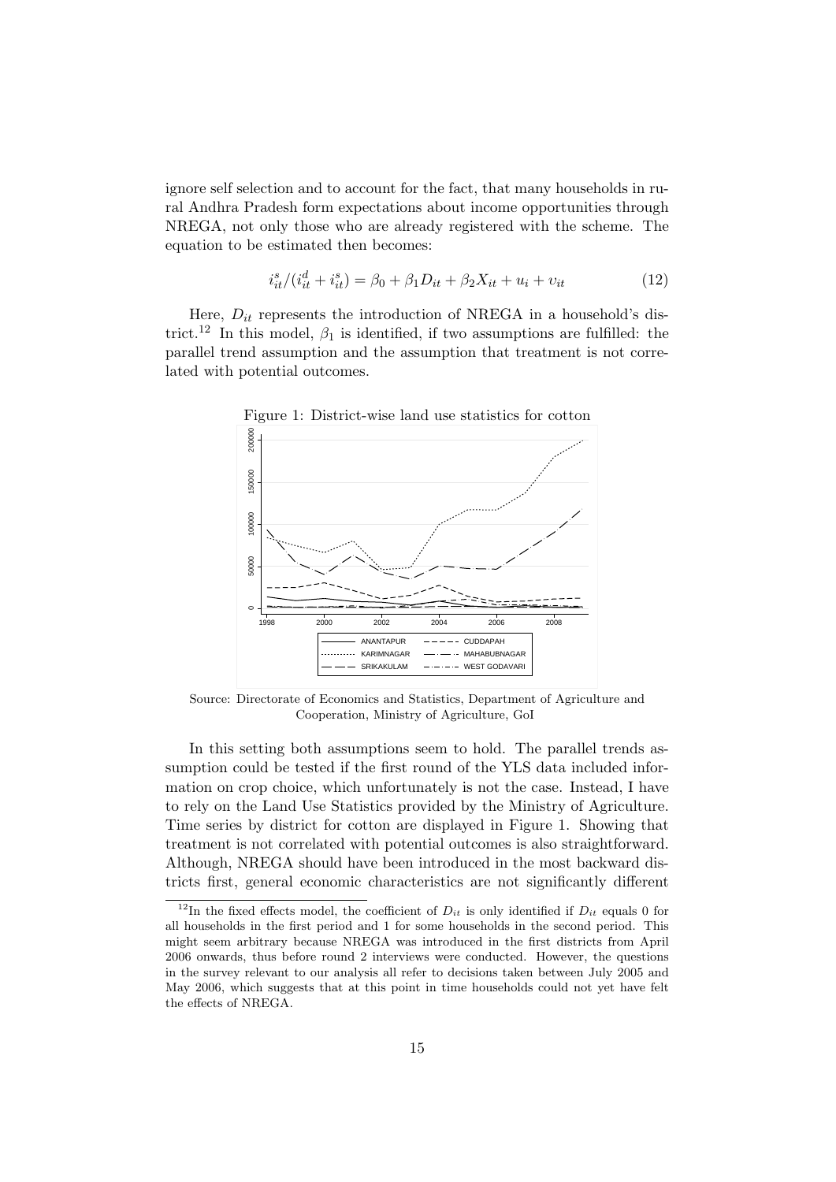ignore self selection and to account for the fact, that many households in rural Andhra Pradesh form expectations about income opportunities through NREGA, not only those who are already registered with the scheme. The equation to be estimated then becomes:

$$i^s_{it}/(i^d_{it} + i^s_{it}) = \beta_0 + \beta_1 D_{it} + \beta_2 X_{it} + u_i + \upsilon_{it} \tag{12}$$

Here, $D_{it}$ represents the introduction of NREGA in a household's district.[12] In this model, $\beta_1$ is identified, if two assumptions are fulfilled: the parallel trend assumption and the assumption that treatment is not correlated with potential outcomes.

Figure 1: District-wise land use statistics for cotton

Source: Directorate of Economics and Statistics, Department of Agriculture and Cooperation, Ministry of Agriculture, GoI

In this setting both assumptions seem to hold. The parallel trends assumption could be tested if the first round of the YLS data included information on crop choice, which unfortunately is not the case. Instead, I have to rely on the Land Use Statistics provided by the Ministry of Agriculture. Time series by district for cotton are displayed in Figure 1. Showing that treatment is not correlated with potential outcomes is also straightforward. Although, NREGA should have been introduced in the most backward districts first, general economic characteristics are not significantly different

[12] In the fixed effects model, the coefficient of $D_{it}$ is only identified if $D_{it}$ equals 0 for all households in the first period and 1 for some households in the second period. This might seem arbitrary because NREGA was introduced in the first districts from April 2006 onwards, thus before round 2 interviews were conducted. However, the questions in the survey relevant to our analysis all refer to decisions taken between July 2005 and May 2006, which suggests that at this point in time households could not yet have felt the effects of NREGA.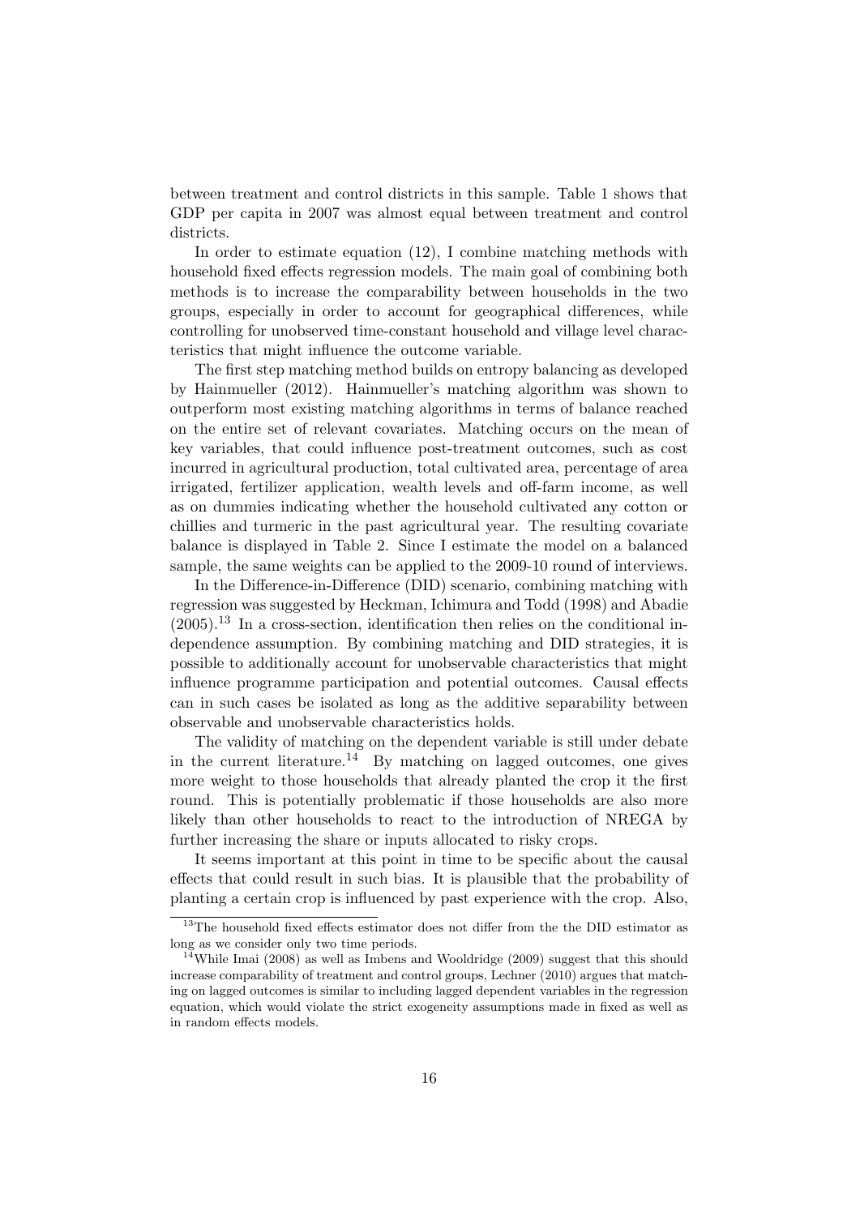between treatment and control districts in this sample. Table 1 shows that GDP per capita in 2007 was almost equal between treatment and control districts.

In order to estimate equation (12), I combine matching methods with household fixed effects regression models. The main goal of combining both methods is to increase the comparability between households in the two groups, especially in order to account for geographical differences, while controlling for unobserved time-constant household and village level characteristics that might influence the outcome variable.

The first step matching method builds on entropy balancing as developed by Hainmueller (2012). Hainmueller's matching algorithm was shown to outperform most existing matching algorithms in terms of balance reached on the entire set of relevant covariates. Matching occurs on the mean of key variables, that could influence post-treatment outcomes, such as cost incurred in agricultural production, total cultivated area, percentage of area irrigated, fertilizer application, wealth levels and off-farm income, as well as on dummies indicating whether the household cultivated any cotton or chillies and turmeric in the past agricultural year. The resulting covariate balance is displayed in Table 2. Since I estimate the model on a balanced sample, the same weights can be applied to the 2009-10 round of interviews.

In the Difference-in-Difference (DID) scenario, combining matching with regression was suggested by Heckman, Ichimura and Todd (1998) and Abadie (2005).[13] In a cross-section, identification then relies on the conditional independence assumption. By combining matching and DID strategies, it is possible to additionally account for unobservable characteristics that might influence programme participation and potential outcomes. Causal effects can in such cases be isolated as long as the additive separability between observable and unobservable characteristics holds.

The validity of matching on the dependent variable is still under debate in the current literature.[14] By matching on lagged outcomes, one gives more weight to those households that already planted the crop it the first round. This is potentially problematic if those households are also more likely than other households to react to the introduction of NREGA by further increasing the share or inputs allocated to risky crops.

It seems important at this point in time to be specific about the causal effects that could result in such bias. It is plausible that the probability of planting a certain crop is influenced by past experience with the crop. Also,

[13] The household fixed effects estimator does not differ from the the DID estimator as long as we consider only two time periods.

[14] While Imai (2008) as well as Imbens and Wooldridge (2009) suggest that this should increase comparability of treatment and control groups, Lechner (2010) argues that matching on lagged outcomes is similar to including lagged dependent variables in the regression equation, which would violate the strict exogeneity assumptions made in fixed as well as in random effects models.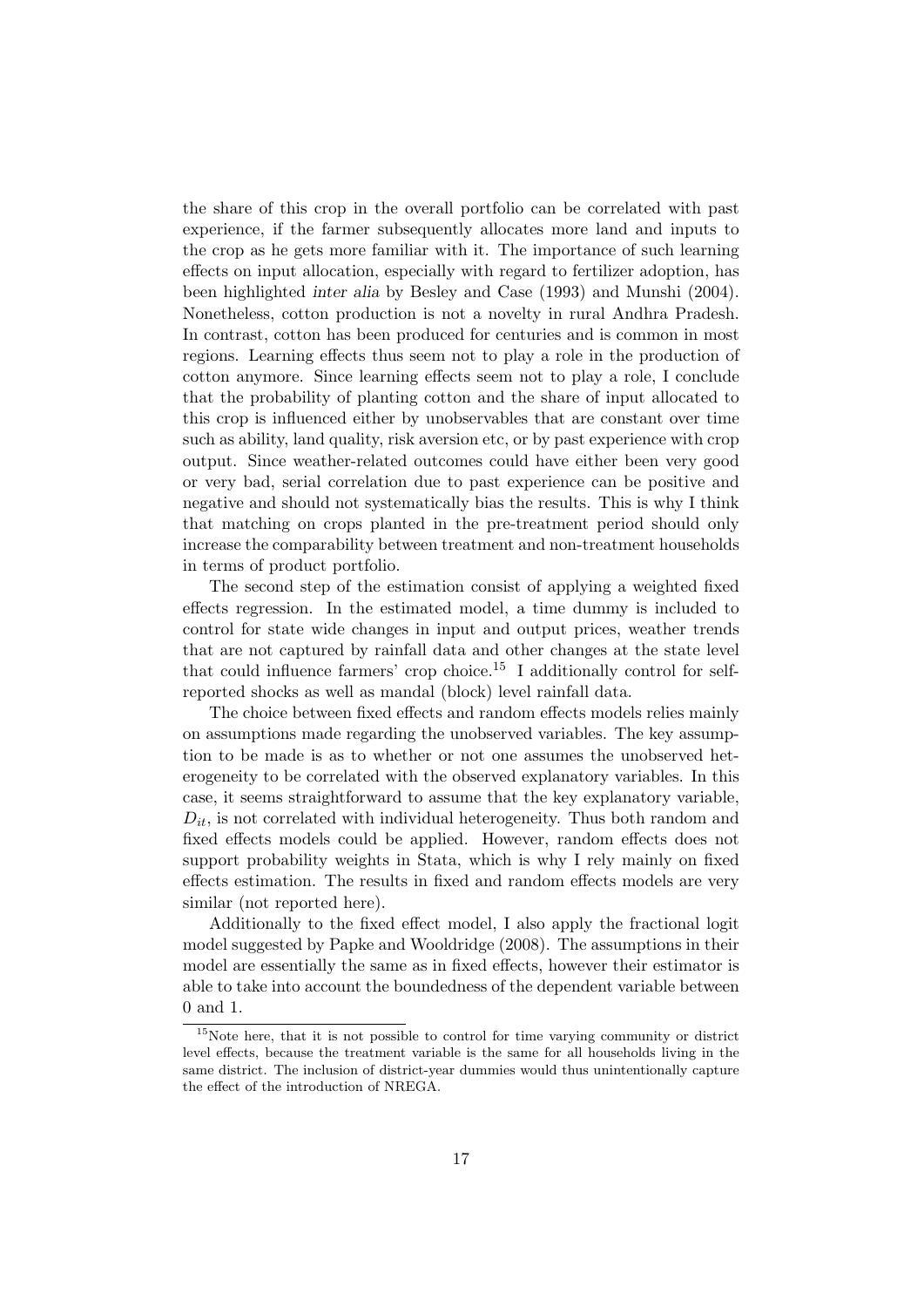the share of this crop in the overall portfolio can be correlated with past experience, if the farmer subsequently allocates more land and inputs to the crop as he gets more familiar with it. The importance of such learning effects on input allocation, especially with regard to fertilizer adoption, has been highlighted *inter alia* by Besley and Case (1993) and Munshi (2004). Nonetheless, cotton production is not a novelty in rural Andhra Pradesh. In contrast, cotton has been produced for centuries and is common in most regions. Learning effects thus seem not to play a role in the production of cotton anymore. Since learning effects seem not to play a role, I conclude that the probability of planting cotton and the share of input allocated to this crop is influenced either by unobservables that are constant over time such as ability, land quality, risk aversion etc, or by past experience with crop output. Since weather-related outcomes could have either been very good or very bad, serial correlation due to past experience can be positive and negative and should not systematically bias the results. This is why I think that matching on crops planted in the pre-treatment period should only increase the comparability between treatment and non-treatment households in terms of product portfolio.

The second step of the estimation consist of applying a weighted fixed effects regression. In the estimated model, a time dummy is included to control for state wide changes in input and output prices, weather trends that are not captured by rainfall data and other changes at the state level that could influence farmers' crop choice.[15] I additionally control for self-reported shocks as well as mandal (block) level rainfall data.

The choice between fixed effects and random effects models relies mainly on assumptions made regarding the unobserved variables. The key assumption to be made is as to whether or not one assumes the unobserved heterogeneity to be correlated with the observed explanatory variables. In this case, it seems straightforward to assume that the key explanatory variable, $D_{it}$, is not correlated with individual heterogeneity. Thus both random and fixed effects models could be applied. However, random effects does not support probability weights in Stata, which is why I rely mainly on fixed effects estimation. The results in fixed and random effects models are very similar (not reported here).

Additionally to the fixed effect model, I also apply the fractional logit model suggested by Papke and Wooldridge (2008). The assumptions in their model are essentially the same as in fixed effects, however their estimator is able to take into account the boundedness of the dependent variable between 0 and 1.

[15] Note here, that it is not possible to control for time varying community or district level effects, because the treatment variable is the same for all households living in the same district. The inclusion of district-year dummies would thus unintentionally capture the effect of the introduction of NREGA.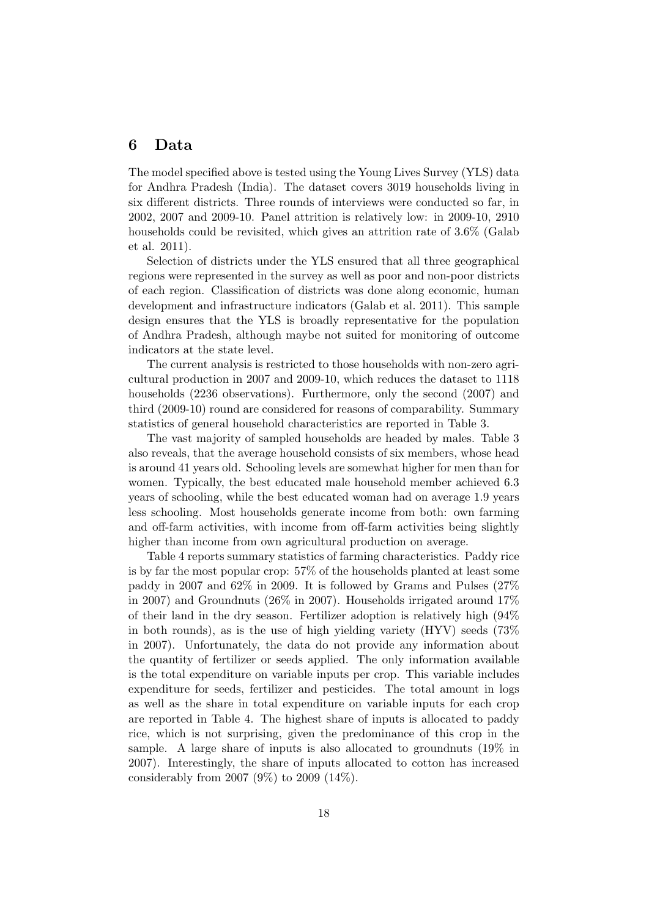## 6 Data

The model specified above is tested using the Young Lives Survey (YLS) data for Andhra Pradesh (India). The dataset covers 3019 households living in six different districts. Three rounds of interviews were conducted so far, in 2002, 2007 and 2009-10. Panel attrition is relatively low: in 2009-10, 2910 households could be revisited, which gives an attrition rate of 3.6% (Galab et al. 2011).

Selection of districts under the YLS ensured that all three geographical regions were represented in the survey as well as poor and non-poor districts of each region. Classification of districts was done along economic, human development and infrastructure indicators (Galab et al. 2011). This sample design ensures that the YLS is broadly representative for the population of Andhra Pradesh, although maybe not suited for monitoring of outcome indicators at the state level.

The current analysis is restricted to those households with non-zero agricultural production in 2007 and 2009-10, which reduces the dataset to 1118 households (2236 observations). Furthermore, only the second (2007) and third (2009-10) round are considered for reasons of comparability. Summary statistics of general household characteristics are reported in Table 3.

The vast majority of sampled households are headed by males. Table 3 also reveals, that the average household consists of six members, whose head is around 41 years old. Schooling levels are somewhat higher for men than for women. Typically, the best educated male household member achieved 6.3 years of schooling, while the best educated woman had on average 1.9 years less schooling. Most households generate income from both: own farming and off-farm activities, with income from off-farm activities being slightly higher than income from own agricultural production on average.

Table 4 reports summary statistics of farming characteristics. Paddy rice is by far the most popular crop: 57% of the households planted at least some paddy in 2007 and 62% in 2009. It is followed by Grams and Pulses (27% in 2007) and Groundnuts (26% in 2007). Households irrigated around 17% of their land in the dry season. Fertilizer adoption is relatively high (94% in both rounds), as is the use of high yielding variety (HYV) seeds (73% in 2007). Unfortunately, the data do not provide any information about the quantity of fertilizer or seeds applied. The only information available is the total expenditure on variable inputs per crop. This variable includes expenditure for seeds, fertilizer and pesticides. The total amount in logs as well as the share in total expenditure on variable inputs for each crop are reported in Table 4. The highest share of inputs is allocated to paddy rice, which is not surprising, given the predominance of this crop in the sample. A large share of inputs is also allocated to groundnuts (19% in 2007). Interestingly, the share of inputs allocated to cotton has increased considerably from 2007 (9%) to 2009 (14%).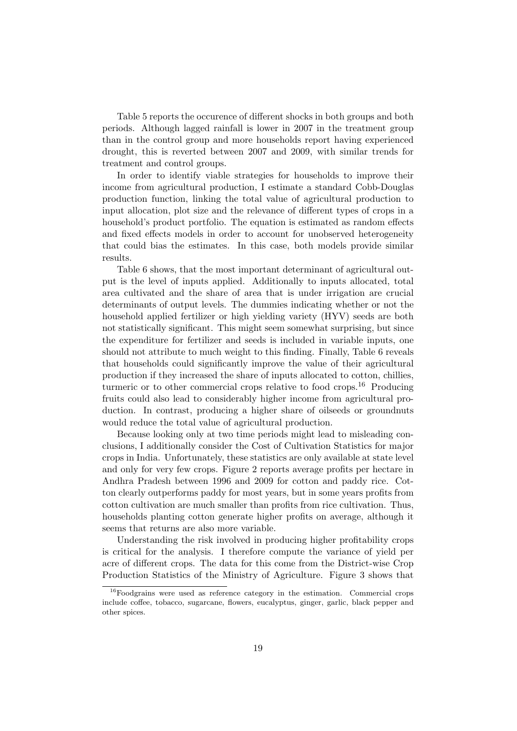Table 5 reports the occurence of different shocks in both groups and both periods. Although lagged rainfall is lower in 2007 in the treatment group than in the control group and more households report having experienced drought, this is reverted between 2007 and 2009, with similar trends for treatment and control groups.

In order to identify viable strategies for households to improve their income from agricultural production, I estimate a standard Cobb-Douglas production function, linking the total value of agricultural production to input allocation, plot size and the relevance of different types of crops in a household's product portfolio. The equation is estimated as random effects and fixed effects models in order to account for unobserved heterogeneity that could bias the estimates. In this case, both models provide similar results.

Table 6 shows, that the most important determinant of agricultural output is the level of inputs applied. Additionally to inputs allocated, total area cultivated and the share of area that is under irrigation are crucial determinants of output levels. The dummies indicating whether or not the household applied fertilizer or high yielding variety (HYV) seeds are both not statistically significant. This might seem somewhat surprising, but since the expenditure for fertilizer and seeds is included in variable inputs, one should not attribute to much weight to this finding. Finally, Table 6 reveals that households could significantly improve the value of their agricultural production if they increased the share of inputs allocated to cotton, chillies, turmeric or to other commercial crops relative to food crops.[16] Producing fruits could also lead to considerably higher income from agricultural production. In contrast, producing a higher share of oilseeds or groundnuts would reduce the total value of agricultural production.

Because looking only at two time periods might lead to misleading conclusions, I additionally consider the Cost of Cultivation Statistics for major crops in India. Unfortunately, these statistics are only available at state level and only for very few crops. Figure 2 reports average profits per hectare in Andhra Pradesh between 1996 and 2009 for cotton and paddy rice. Cotton clearly outperforms paddy for most years, but in some years profits from cotton cultivation are much smaller than profits from rice cultivation. Thus, households planting cotton generate higher profits on average, although it seems that returns are also more variable.

Understanding the risk involved in producing higher profitability crops is critical for the analysis. I therefore compute the variance of yield per acre of different crops. The data for this come from the District-wise Crop Production Statistics of the Ministry of Agriculture. Figure 3 shows that

[16] Foodgrains were used as reference category in the estimation. Commercial crops include coffee, tobacco, sugarcane, flowers, eucalyptus, ginger, garlic, black pepper and other spices.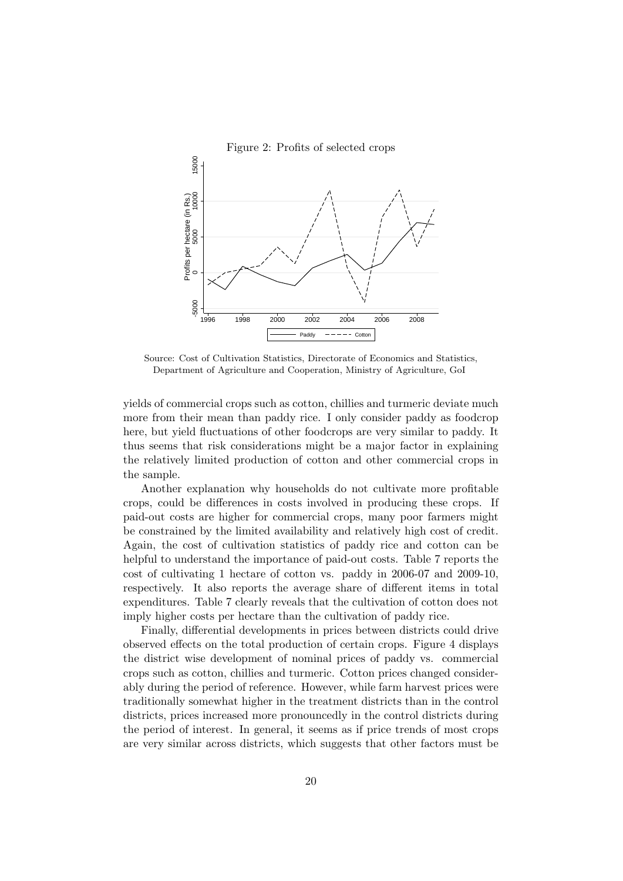Figure 2: Profits of selected crops

Source: Cost of Cultivation Statistics, Directorate of Economics and Statistics, Department of Agriculture and Cooperation, Ministry of Agriculture, GoI

yields of commercial crops such as cotton, chillies and turmeric deviate much more from their mean than paddy rice. I only consider paddy as foodcrop here, but yield fluctuations of other foodcrops are very similar to paddy. It thus seems that risk considerations might be a major factor in explaining the relatively limited production of cotton and other commercial crops in the sample.

Another explanation why households do not cultivate more profitable crops, could be differences in costs involved in producing these crops. If paid-out costs are higher for commercial crops, many poor farmers might be constrained by the limited availability and relatively high cost of credit. Again, the cost of cultivation statistics of paddy rice and cotton can be helpful to understand the importance of paid-out costs. Table 7 reports the cost of cultivating 1 hectare of cotton vs. paddy in 2006-07 and 2009-10, respectively. It also reports the average share of different items in total expenditures. Table 7 clearly reveals that the cultivation of cotton does not imply higher costs per hectare than the cultivation of paddy rice.

Finally, differential developments in prices between districts could drive observed effects on the total production of certain crops. Figure 4 displays the district wise development of nominal prices of paddy vs. commercial crops such as cotton, chillies and turmeric. Cotton prices changed considerably during the period of reference. However, while farm harvest prices were traditionally somewhat higher in the treatment districts than in the control districts, prices increased more pronouncedly in the control districts during the period of interest. In general, it seems as if price trends of most crops are very similar across districts, which suggests that other factors must be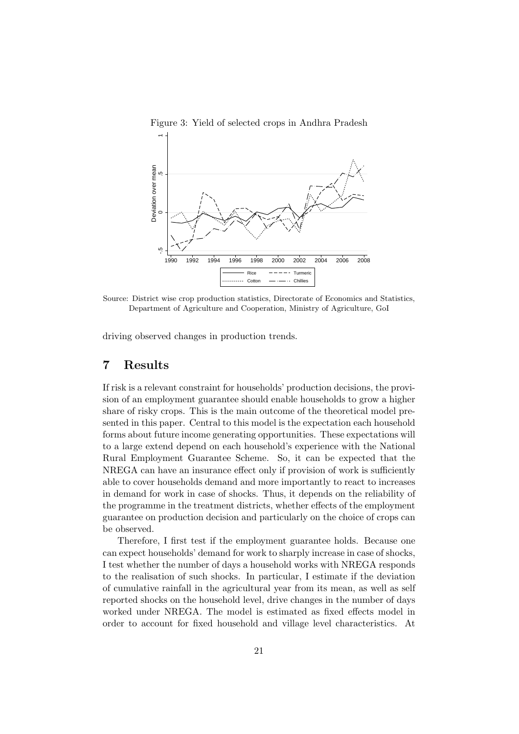Figure 3: Yield of selected crops in Andhra Pradesh

Source: District wise crop production statistics, Directorate of Economics and Statistics, Department of Agriculture and Cooperation, Ministry of Agriculture, GoI

driving observed changes in production trends.

# 7 Results

If risk is a relevant constraint for households' production decisions, the provision of an employment guarantee should enable households to grow a higher share of risky crops. This is the main outcome of the theoretical model presented in this paper. Central to this model is the expectation each household forms about future income generating opportunities. These expectations will to a large extend depend on each household's experience with the National Rural Employment Guarantee Scheme. So, it can be expected that the NREGA can have an insurance effect only if provision of work is sufficiently able to cover households demand and more importantly to react to increases in demand for work in case of shocks. Thus, it depends on the reliability of the programme in the treatment districts, whether effects of the employment guarantee on production decision and particularly on the choice of crops can be observed.

Therefore, I first test if the employment guarantee holds. Because one can expect households' demand for work to sharply increase in case of shocks, I test whether the number of days a household works with NREGA responds to the realisation of such shocks. In particular, I estimate if the deviation of cumulative rainfall in the agricultural year from its mean, as well as self reported shocks on the household level, drive changes in the number of days worked under NREGA. The model is estimated as fixed effects model in order to account for fixed household and village level characteristics. At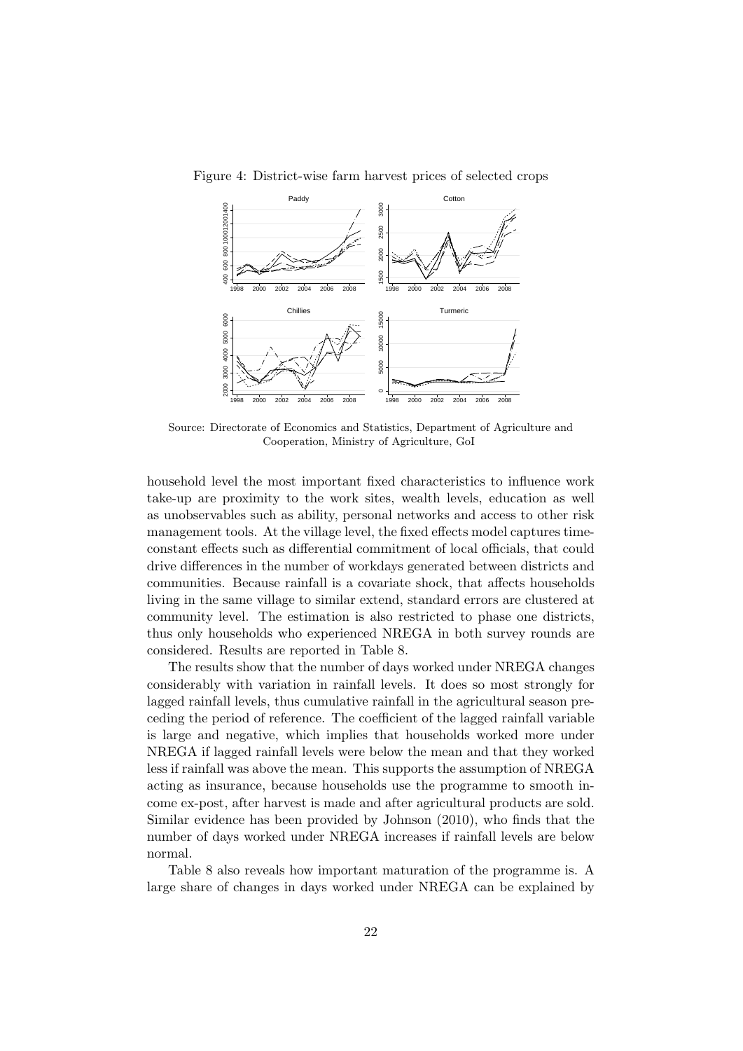Figure 4: District-wise farm harvest prices of selected crops

Source: Directorate of Economics and Statistics, Department of Agriculture and Cooperation, Ministry of Agriculture, GoI

household level the most important fixed characteristics to influence work take-up are proximity to the work sites, wealth levels, education as well as unobservables such as ability, personal networks and access to other risk management tools. At the village level, the fixed effects model captures time-constant effects such as differential commitment of local officials, that could drive differences in the number of workdays generated between districts and communities. Because rainfall is a covariate shock, that affects households living in the same village to similar extend, standard errors are clustered at community level. The estimation is also restricted to phase one districts, thus only households who experienced NREGA in both survey rounds are considered. Results are reported in Table 8.

The results show that the number of days worked under NREGA changes considerably with variation in rainfall levels. It does so most strongly for lagged rainfall levels, thus cumulative rainfall in the agricultural season preceding the period of reference. The coefficient of the lagged rainfall variable is large and negative, which implies that households worked more under NREGA if lagged rainfall levels were below the mean and that they worked less if rainfall was above the mean. This supports the assumption of NREGA acting as insurance, because households use the programme to smooth income ex-post, after harvest is made and after agricultural products are sold. Similar evidence has been provided by Johnson (2010), who finds that the number of days worked under NREGA increases if rainfall levels are below normal.

Table 8 also reveals how important maturation of the programme is. A large share of changes in days worked under NREGA can be explained by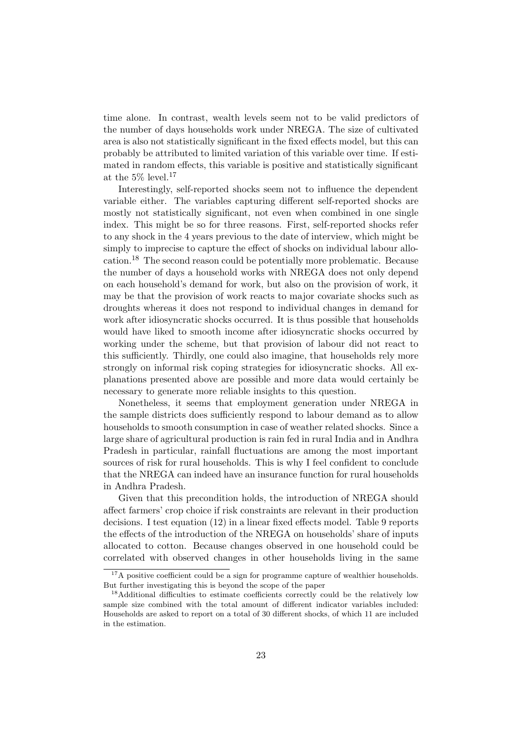time alone. In contrast, wealth levels seem not to be valid predictors of the number of days households work under NREGA. The size of cultivated area is also not statistically significant in the fixed effects model, but this can probably be attributed to limited variation of this variable over time. If estimated in random effects, this variable is positive and statistically significant at the 5% level.[17]

Interestingly, self-reported shocks seem not to influence the dependent variable either. The variables capturing different self-reported shocks are mostly not statistically significant, not even when combined in one single index. This might be so for three reasons. First, self-reported shocks refer to any shock in the 4 years previous to the date of interview, which might be simply to imprecise to capture the effect of shocks on individual labour allocation.[18] The second reason could be potentially more problematic. Because the number of days a household works with NREGA does not only depend on each household's demand for work, but also on the provision of work, it may be that the provision of work reacts to major covariate shocks such as droughts whereas it does not respond to individual changes in demand for work after idiosyncratic shocks occurred. It is thus possible that households would have liked to smooth income after idiosyncratic shocks occurred by working under the scheme, but that provision of labour did not react to this sufficiently. Thirdly, one could also imagine, that households rely more strongly on informal risk coping strategies for idiosyncratic shocks. All explanations presented above are possible and more data would certainly be necessary to generate more reliable insights to this question.

Nonetheless, it seems that employment generation under NREGA in the sample districts does sufficiently respond to labour demand as to allow households to smooth consumption in case of weather related shocks. Since a large share of agricultural production is rain fed in rural India and in Andhra Pradesh in particular, rainfall fluctuations are among the most important sources of risk for rural households. This is why I feel confident to conclude that the NREGA can indeed have an insurance function for rural households in Andhra Pradesh.

Given that this precondition holds, the introduction of NREGA should affect farmers' crop choice if risk constraints are relevant in their production decisions. I test equation (12) in a linear fixed effects model. Table 9 reports the effects of the introduction of the NREGA on households' share of inputs allocated to cotton. Because changes observed in one household could be correlated with observed changes in other households living in the same

[17] A positive coefficient could be a sign for programme capture of wealthier households. But further investigating this is beyond the scope of the paper

[18] Additional difficulties to estimate coefficients correctly could be the relatively low sample size combined with the total amount of different indicator variables included: Households are asked to report on a total of 30 different shocks, of which 11 are included in the estimation.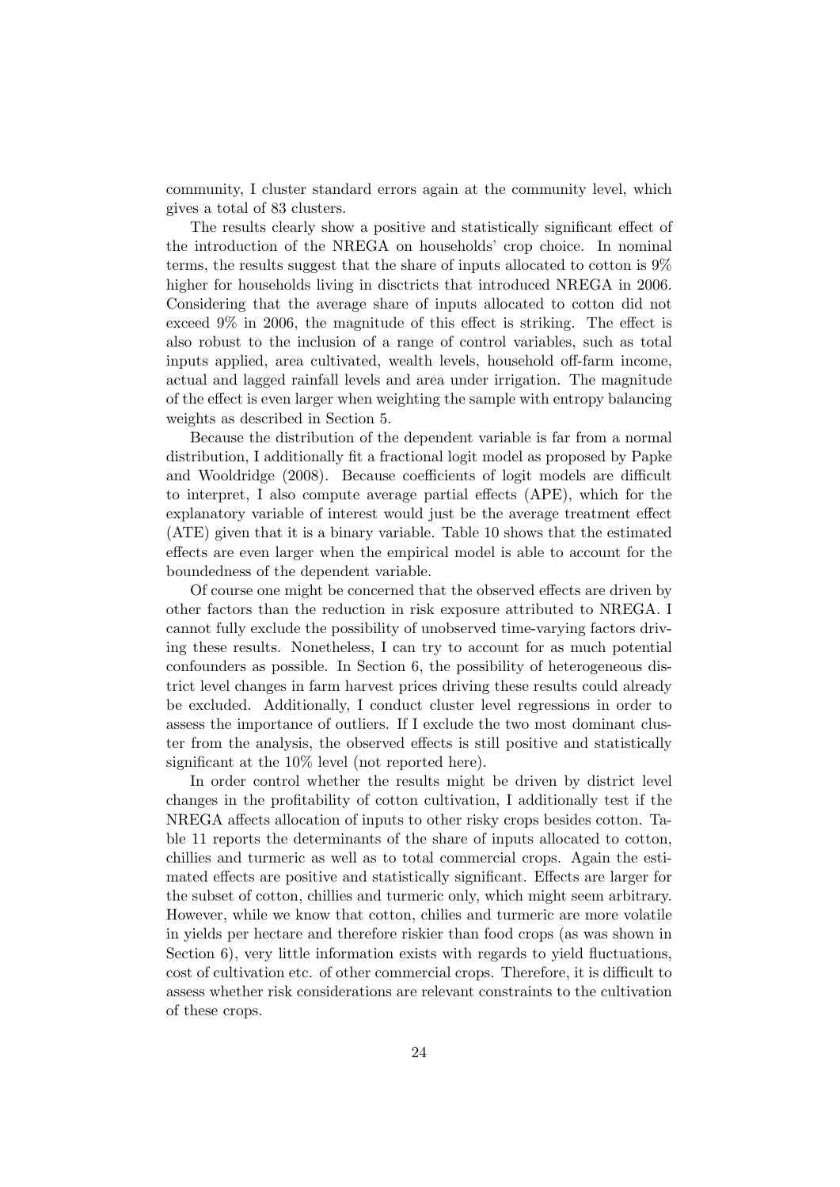community, I cluster standard errors again at the community level, which gives a total of 83 clusters.

The results clearly show a positive and statistically significant effect of the introduction of the NREGA on households' crop choice. In nominal terms, the results suggest that the share of inputs allocated to cotton is 9% higher for households living in disctricts that introduced NREGA in 2006. Considering that the average share of inputs allocated to cotton did not exceed 9% in 2006, the magnitude of this effect is striking. The effect is also robust to the inclusion of a range of control variables, such as total inputs applied, area cultivated, wealth levels, household off-farm income, actual and lagged rainfall levels and area under irrigation. The magnitude of the effect is even larger when weighting the sample with entropy balancing weights as described in Section 5.

Because the distribution of the dependent variable is far from a normal distribution, I additionally fit a fractional logit model as proposed by Papke and Wooldridge (2008). Because coefficients of logit models are difficult to interpret, I also compute average partial effects (APE), which for the explanatory variable of interest would just be the average treatment effect (ATE) given that it is a binary variable. Table 10 shows that the estimated effects are even larger when the empirical model is able to account for the boundedness of the dependent variable.

Of course one might be concerned that the observed effects are driven by other factors than the reduction in risk exposure attributed to NREGA. I cannot fully exclude the possibility of unobserved time-varying factors driving these results. Nonetheless, I can try to account for as much potential confounders as possible. In Section 6, the possibility of heterogeneous district level changes in farm harvest prices driving these results could already be excluded. Additionally, I conduct cluster level regressions in order to assess the importance of outliers. If I exclude the two most dominant cluster from the analysis, the observed effects is still positive and statistically significant at the 10% level (not reported here).

In order control whether the results might be driven by district level changes in the profitability of cotton cultivation, I additionally test if the NREGA affects allocation of inputs to other risky crops besides cotton. Table 11 reports the determinants of the share of inputs allocated to cotton, chillies and turmeric as well as to total commercial crops. Again the estimated effects are positive and statistically significant. Effects are larger for the subset of cotton, chillies and turmeric only, which might seem arbitrary. However, while we know that cotton, chilies and turmeric are more volatile in yields per hectare and therefore riskier than food crops (as was shown in Section 6), very little information exists with regards to yield fluctuations, cost of cultivation etc. of other commercial crops. Therefore, it is difficult to assess whether risk considerations are relevant constraints to the cultivation of these crops.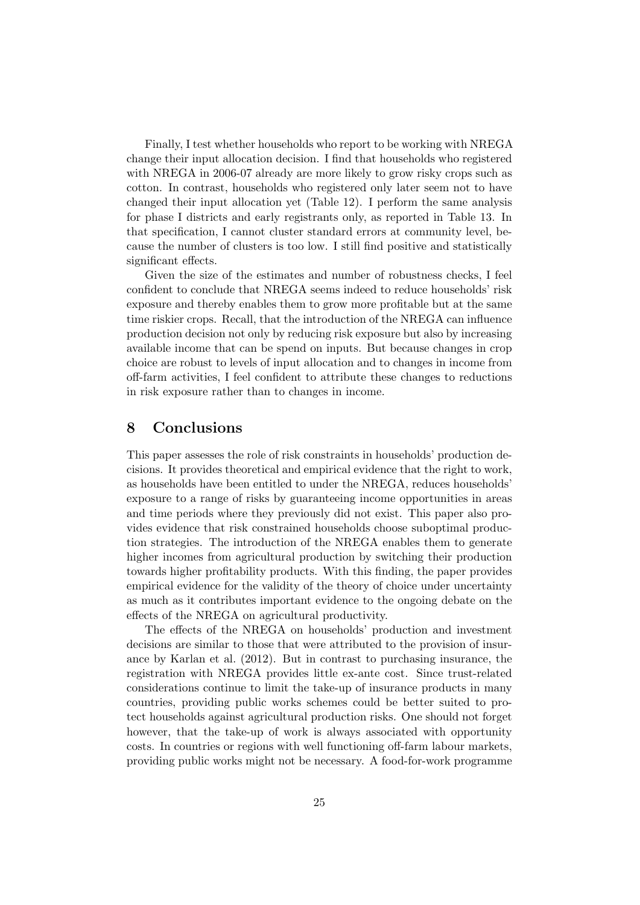Finally, I test whether households who report to be working with NREGA change their input allocation decision. I find that households who registered with NREGA in 2006-07 already are more likely to grow risky crops such as cotton. In contrast, households who registered only later seem not to have changed their input allocation yet (Table 12). I perform the same analysis for phase I districts and early registrants only, as reported in Table 13. In that specification, I cannot cluster standard errors at community level, because the number of clusters is too low. I still find positive and statistically significant effects.

Given the size of the estimates and number of robustness checks, I feel confident to conclude that NREGA seems indeed to reduce households' risk exposure and thereby enables them to grow more profitable but at the same time riskier crops. Recall, that the introduction of the NREGA can influence production decision not only by reducing risk exposure but also by increasing available income that can be spend on inputs. But because changes in crop choice are robust to levels of input allocation and to changes in income from off-farm activities, I feel confident to attribute these changes to reductions in risk exposure rather than to changes in income.

## 8 Conclusions

This paper assesses the role of risk constraints in households' production decisions. It provides theoretical and empirical evidence that the right to work, as households have been entitled to under the NREGA, reduces households' exposure to a range of risks by guaranteeing income opportunities in areas and time periods where they previously did not exist. This paper also provides evidence that risk constrained households choose suboptimal production strategies. The introduction of the NREGA enables them to generate higher incomes from agricultural production by switching their production towards higher profitability products. With this finding, the paper provides empirical evidence for the validity of the theory of choice under uncertainty as much as it contributes important evidence to the ongoing debate on the effects of the NREGA on agricultural productivity.

The effects of the NREGA on households' production and investment decisions are similar to those that were attributed to the provision of insurance by Karlan et al. (2012). But in contrast to purchasing insurance, the registration with NREGA provides little ex-ante cost. Since trust-related considerations continue to limit the take-up of insurance products in many countries, providing public works schemes could be better suited to protect households against agricultural production risks. One should not forget however, that the take-up of work is always associated with opportunity costs. In countries or regions with well functioning off-farm labour markets, providing public works might not be necessary. A food-for-work programme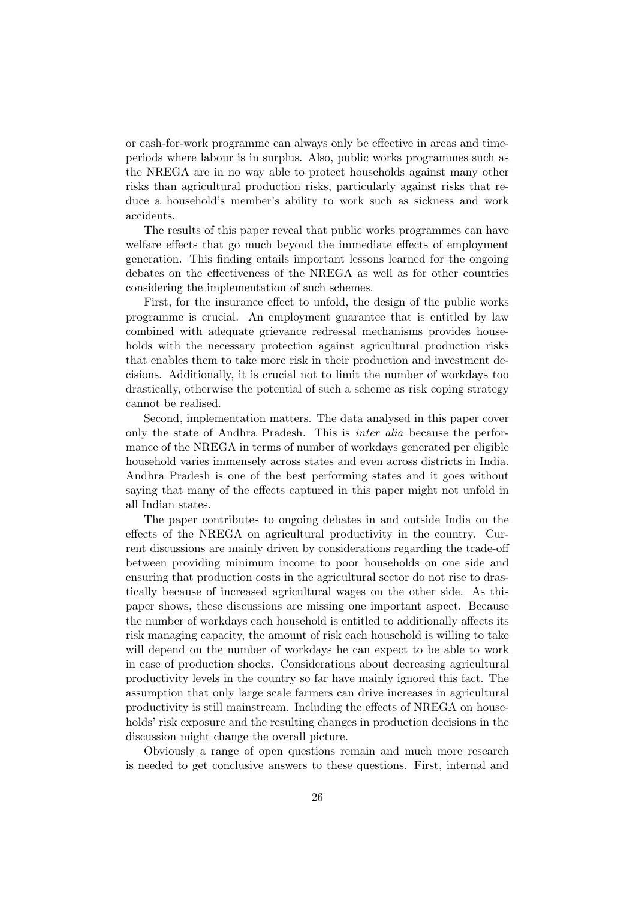or cash-for-work programme can always only be effective in areas and time-periods where labour is in surplus. Also, public works programmes such as the NREGA are in no way able to protect households against many other risks than agricultural production risks, particularly against risks that reduce a household's member's ability to work such as sickness and work accidents.

The results of this paper reveal that public works programmes can have welfare effects that go much beyond the immediate effects of employment generation. This finding entails important lessons learned for the ongoing debates on the effectiveness of the NREGA as well as for other countries considering the implementation of such schemes.

First, for the insurance effect to unfold, the design of the public works programme is crucial. An employment guarantee that is entitled by law combined with adequate grievance redressal mechanisms provides households with the necessary protection against agricultural production risks that enables them to take more risk in their production and investment decisions. Additionally, it is crucial not to limit the number of workdays too drastically, otherwise the potential of such a scheme as risk coping strategy cannot be realised.

Second, implementation matters. The data analysed in this paper cover only the state of Andhra Pradesh. This is *inter alia* because the performance of the NREGA in terms of number of workdays generated per eligible household varies immensely across states and even across districts in India. Andhra Pradesh is one of the best performing states and it goes without saying that many of the effects captured in this paper might not unfold in all Indian states.

The paper contributes to ongoing debates in and outside India on the effects of the NREGA on agricultural productivity in the country. Current discussions are mainly driven by considerations regarding the trade-off between providing minimum income to poor households on one side and ensuring that production costs in the agricultural sector do not rise to drastically because of increased agricultural wages on the other side. As this paper shows, these discussions are missing one important aspect. Because the number of workdays each household is entitled to additionally affects its risk managing capacity, the amount of risk each household is willing to take will depend on the number of workdays he can expect to be able to work in case of production shocks. Considerations about decreasing agricultural productivity levels in the country so far have mainly ignored this fact. The assumption that only large scale farmers can drive increases in agricultural productivity is still mainstream. Including the effects of NREGA on households' risk exposure and the resulting changes in production decisions in the discussion might change the overall picture.

Obviously a range of open questions remain and much more research is needed to get conclusive answers to these questions. First, internal and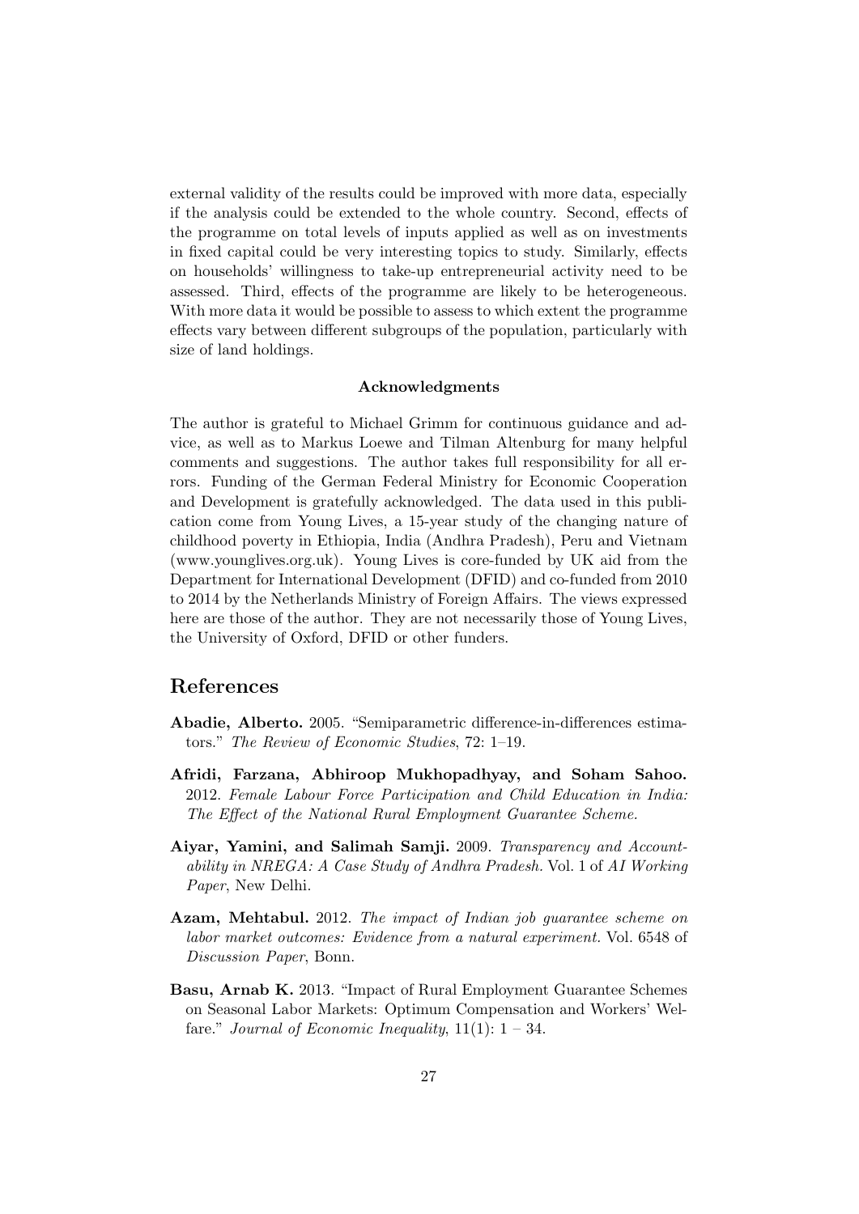external validity of the results could be improved with more data, especially if the analysis could be extended to the whole country. Second, effects of the programme on total levels of inputs applied as well as on investments in fixed capital could be very interesting topics to study. Similarly, effects on households' willingness to take-up entrepreneurial activity need to be assessed. Third, effects of the programme are likely to be heterogeneous. With more data it would be possible to assess to which extent the programme effects vary between different subgroups of the population, particularly with size of land holdings.

**Acknowledgments**

The author is grateful to Michael Grimm for continuous guidance and advice, as well as to Markus Loewe and Tilman Altenburg for many helpful comments and suggestions. The author takes full responsibility for all errors. Funding of the German Federal Ministry for Economic Cooperation and Development is gratefully acknowledged. The data used in this publication come from Young Lives, a 15-year study of the changing nature of childhood poverty in Ethiopia, India (Andhra Pradesh), Peru and Vietnam (www.younglives.org.uk). Young Lives is core-funded by UK aid from the Department for International Development (DFID) and co-funded from 2010 to 2014 by the Netherlands Ministry of Foreign Affairs. The views expressed here are those of the author. They are not necessarily those of Young Lives, the University of Oxford, DFID or other funders.

## References

**Abadie, Alberto.** 2005. "Semiparametric difference-in-differences estimators." *The Review of Economic Studies*, 72: 1–19.

**Afridi, Farzana, Abhiroop Mukhopadhyay, and Soham Sahoo.** 2012. *Female Labour Force Participation and Child Education in India: The Effect of the National Rural Employment Guarantee Scheme.*

**Aiyar, Yamini, and Salimah Samji.** 2009. *Transparency and Accountability in NREGA: A Case Study of Andhra Pradesh.* Vol. 1 of *AI Working Paper*, New Delhi.

**Azam, Mehtabul.** 2012. *The impact of Indian job guarantee scheme on labor market outcomes: Evidence from a natural experiment.* Vol. 6548 of *Discussion Paper*, Bonn.

**Basu, Arnab K.** 2013. "Impact of Rural Employment Guarantee Schemes on Seasonal Labor Markets: Optimum Compensation and Workers' Welfare." *Journal of Economic Inequality*, 11(1): 1 – 34.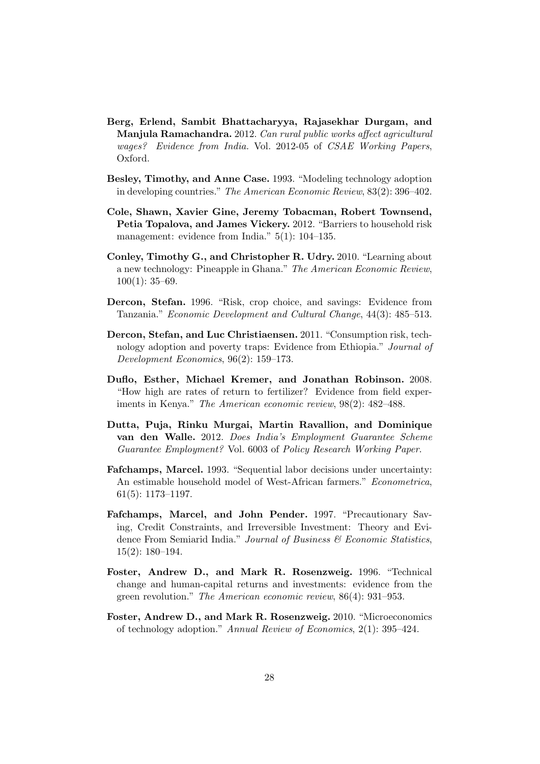**Berg, Erlend, Sambit Bhattacharyya, Rajasekhar Durgam, and Manjula Ramachandra.** 2012. *Can rural public works affect agricultural wages? Evidence from India.* Vol. 2012-05 of *CSAE Working Papers*, Oxford.

**Besley, Timothy, and Anne Case.** 1993. "Modeling technology adoption in developing countries." *The American Economic Review*, 83(2): 396–402.

**Cole, Shawn, Xavier Gine, Jeremy Tobacman, Robert Townsend, Petia Topalova, and James Vickery.** 2012. "Barriers to household risk management: evidence from India." 5(1): 104–135.

**Conley, Timothy G., and Christopher R. Udry.** 2010. "Learning about a new technology: Pineapple in Ghana." *The American Economic Review*, 100(1): 35–69.

**Dercon, Stefan.** 1996. "Risk, crop choice, and savings: Evidence from Tanzania." *Economic Development and Cultural Change*, 44(3): 485–513.

**Dercon, Stefan, and Luc Christiaensen.** 2011. "Consumption risk, technology adoption and poverty traps: Evidence from Ethiopia." *Journal of Development Economics*, 96(2): 159–173.

**Duflo, Esther, Michael Kremer, and Jonathan Robinson.** 2008. "How high are rates of return to fertilizer? Evidence from field experiments in Kenya." *The American economic review*, 98(2): 482–488.

**Dutta, Puja, Rinku Murgai, Martin Ravallion, and Dominique van den Walle.** 2012. *Does India's Employment Guarantee Scheme Guarantee Employment?* Vol. 6003 of *Policy Research Working Paper*.

**Fafchamps, Marcel.** 1993. "Sequential labor decisions under uncertainty: An estimable household model of West-African farmers." *Econometrica*, 61(5): 1173–1197.

**Fafchamps, Marcel, and John Pender.** 1997. "Precautionary Saving, Credit Constraints, and Irreversible Investment: Theory and Evidence From Semiarid India." *Journal of Business & Economic Statistics*, 15(2): 180–194.

**Foster, Andrew D., and Mark R. Rosenzweig.** 1996. "Technical change and human-capital returns and investments: evidence from the green revolution." *The American economic review*, 86(4): 931–953.

**Foster, Andrew D., and Mark R. Rosenzweig.** 2010. "Microeconomics of technology adoption." *Annual Review of Economics*, 2(1): 395–424.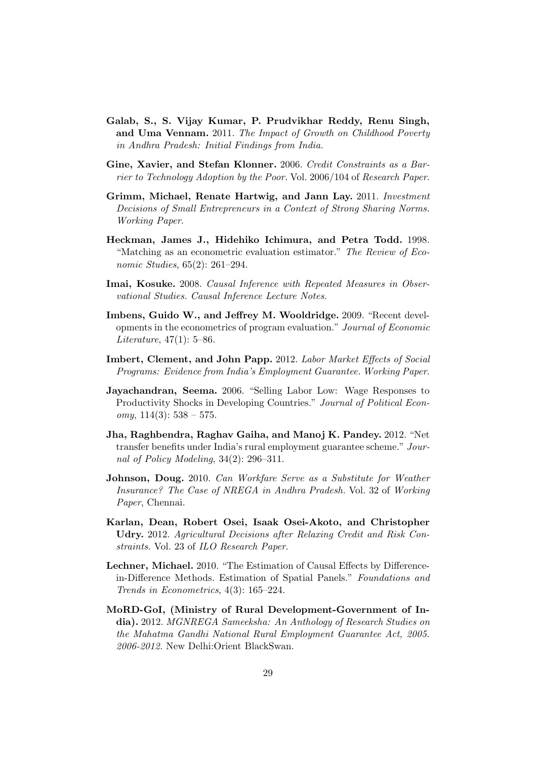**Galab, S., S. Vijay Kumar, P. Prudvikhar Reddy, Renu Singh, and Uma Vennam.** 2011. *The Impact of Growth on Childhood Poverty in Andhra Pradesh: Initial Findings from India.*

**Gine, Xavier, and Stefan Klonner.** 2006. *Credit Constraints as a Barrier to Technology Adoption by the Poor.* Vol. 2006/104 of *Research Paper.*

**Grimm, Michael, Renate Hartwig, and Jann Lay.** 2011. *Investment Decisions of Small Entrepreneurs in a Context of Strong Sharing Norms. Working Paper.*

**Heckman, James J., Hidehiko Ichimura, and Petra Todd.** 1998. "Matching as an econometric evaluation estimator." *The Review of Economic Studies*, 65(2): 261–294.

**Imai, Kosuke.** 2008. *Causal Inference with Repeated Measures in Observational Studies. Causal Inference Lecture Notes.*

**Imbens, Guido W., and Jeffrey M. Wooldridge.** 2009. "Recent developments in the econometrics of program evaluation." *Journal of Economic Literature*, 47(1): 5–86.

**Imbert, Clement, and John Papp.** 2012. *Labor Market Effects of Social Programs: Evidence from India's Employment Guarantee. Working Paper.*

**Jayachandran, Seema.** 2006. "Selling Labor Low: Wage Responses to Productivity Shocks in Developing Countries." *Journal of Political Economy*, 114(3): 538 – 575.

**Jha, Raghbendra, Raghav Gaiha, and Manoj K. Pandey.** 2012. "Net transfer benefits under India's rural employment guarantee scheme." *Journal of Policy Modeling*, 34(2): 296–311.

**Johnson, Doug.** 2010. *Can Workfare Serve as a Substitute for Weather Insurance? The Case of NREGA in Andhra Pradesh.* Vol. 32 of *Working Paper*, Chennai.

**Karlan, Dean, Robert Osei, Isaak Osei-Akoto, and Christopher Udry.** 2012. *Agricultural Decisions after Relaxing Credit and Risk Constraints.* Vol. 23 of *ILO Research Paper.*

**Lechner, Michael.** 2010. "The Estimation of Causal Effects by Difference-in-Difference Methods. Estimation of Spatial Panels." *Foundations and Trends in Econometrics*, 4(3): 165–224.

**MoRD-GoI, (Ministry of Rural Development-Government of India).** 2012. *MGNREGA Sameeksha: An Anthology of Research Studies on the Mahatma Gandhi National Rural Employment Guarantee Act, 2005. 2006-2012.* New Delhi:Orient BlackSwan.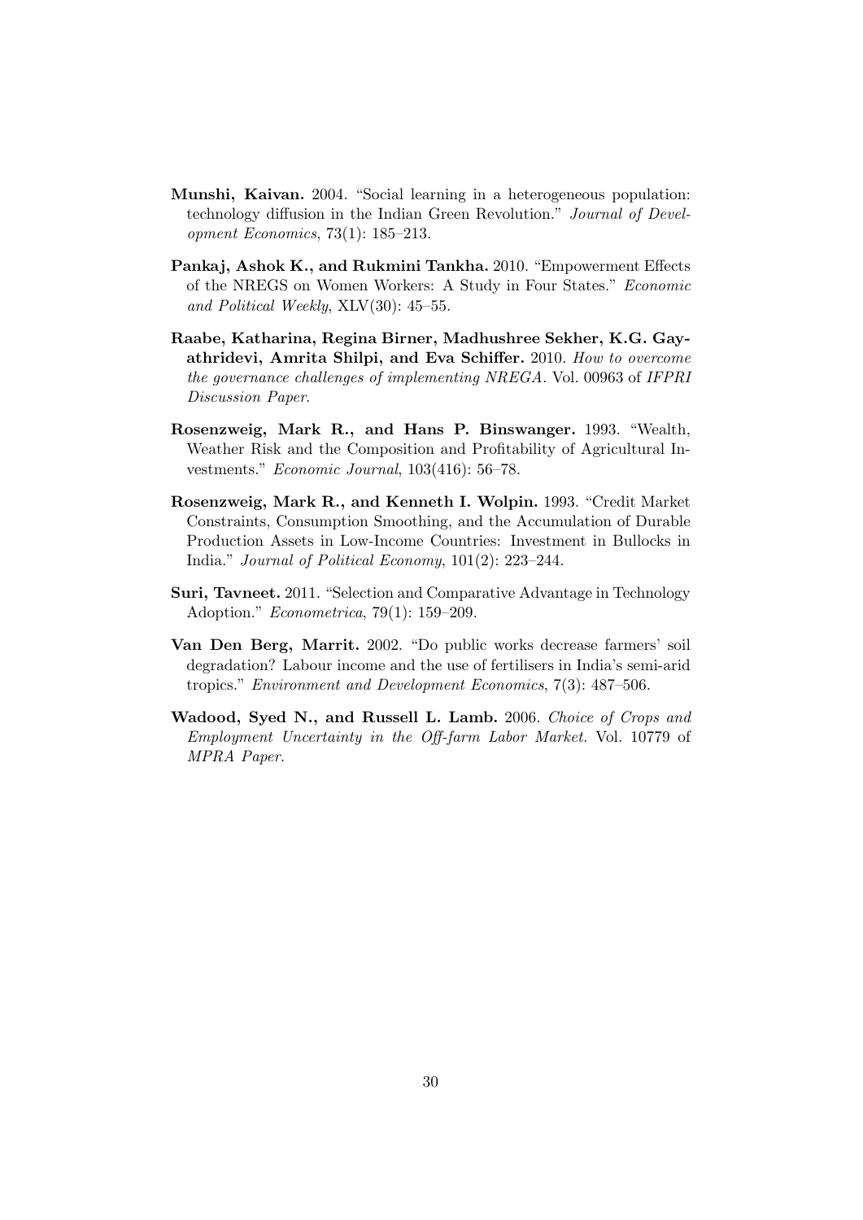**Munshi, Kaivan.** 2004. "Social learning in a heterogeneous population: technology diffusion in the Indian Green Revolution." *Journal of Development Economics*, 73(1): 185–213.

**Pankaj, Ashok K., and Rukmini Tankha.** 2010. "Empowerment Effects of the NREGS on Women Workers: A Study in Four States." *Economic and Political Weekly*, XLV(30): 45–55.

**Raabe, Katharina, Regina Birner, Madhushree Sekher, K.G. Gayathridevi, Amrita Shilpi, and Eva Schiffer.** 2010. *How to overcome the governance challenges of implementing NREGA.* Vol. 00963 of *IFPRI Discussion Paper.*

**Rosenzweig, Mark R., and Hans P. Binswanger.** 1993. "Wealth, Weather Risk and the Composition and Profitability of Agricultural Investments." *Economic Journal*, 103(416): 56–78.

**Rosenzweig, Mark R., and Kenneth I. Wolpin.** 1993. "Credit Market Constraints, Consumption Smoothing, and the Accumulation of Durable Production Assets in Low-Income Countries: Investment in Bullocks in India." *Journal of Political Economy*, 101(2): 223–244.

**Suri, Tavneet.** 2011. "Selection and Comparative Advantage in Technology Adoption." *Econometrica*, 79(1): 159–209.

**Van Den Berg, Marrit.** 2002. "Do public works decrease farmers' soil degradation? Labour income and the use of fertilisers in India's semi-arid tropics." *Environment and Development Economics*, 7(3): 487–506.

**Wadood, Syed N., and Russell L. Lamb.** 2006. *Choice of Crops and Employment Uncertainty in the Off-farm Labor Market.* Vol. 10779 of *MPRA Paper.*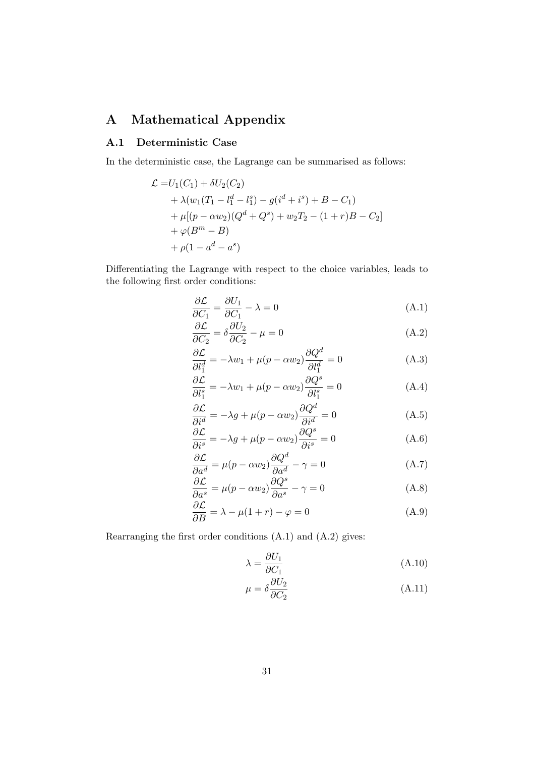# A Mathematical Appendix

## A.1 Deterministic Case

In the deterministic case, the Lagrange can be summarised as follows:

$$
\begin{aligned}
\mathcal{L} =& U_1(C_1) + \delta U_2(C_2) \\
&+ \lambda(w_1(T_1 - l_1^d - l_1^s) - g(i^d + i^s) + B - C_1) \\
&+ \mu[(p - \alpha w_2)(Q^d + Q^s) + w_2 T_2 - (1 + r)B - C_2] \\
&+ \varphi(B^m - B) \\
&+ \rho(1 - a^d - a^s)
\end{aligned}
$$

Differentiating the Lagrange with respect to the choice variables, leads to the following first order conditions:

$$\frac{\partial \mathcal{L}}{\partial C_1} = \frac{\partial U_1}{\partial C_1} - \lambda = 0 \tag{A.1}$$

$$\frac{\partial \mathcal{L}}{\partial C_2} = \delta \frac{\partial U_2}{\partial C_2} - \mu = 0 \tag{A.2}$$

$$\frac{\partial \mathcal{L}}{\partial l_1^d} = -\lambda w_1 + \mu(p - \alpha w_2)\frac{\partial Q^d}{\partial l_1^d} = 0 \tag{A.3}$$

$$\frac{\partial \mathcal{L}}{\partial l_1^s} = -\lambda w_1 + \mu(p - \alpha w_2)\frac{\partial Q^s}{\partial l_1^s} = 0 \tag{A.4}$$

$$\frac{\partial \mathcal{L}}{\partial i^d} = -\lambda g + \mu(p - \alpha w_2)\frac{\partial Q^d}{\partial i^d} = 0 \tag{A.5}$$

$$\frac{\partial \mathcal{L}}{\partial i^s} = -\lambda g + \mu(p - \alpha w_2)\frac{\partial Q^s}{\partial i^s} = 0 \tag{A.6}$$

$$\frac{\partial \mathcal{L}}{\partial a^d} = \mu(p - \alpha w_2)\frac{\partial Q^d}{\partial a^d} - \gamma = 0 \tag{A.7}$$

$$\frac{\partial \mathcal{L}}{\partial a^s} = \mu(p - \alpha w_2)\frac{\partial Q^s}{\partial a^s} - \gamma = 0 \tag{A.8}$$

$$\frac{\partial \mathcal{L}}{\partial B} = \lambda - \mu(1 + r) - \varphi = 0 \tag{A.9}$$

Rearranging the first order conditions (A.1) and (A.2) gives:

$$\lambda = \frac{\partial U_1}{\partial C_1} \tag{A.10}$$

$$\mu = \delta \frac{\partial U_2}{\partial C_2} \tag{A.11}$$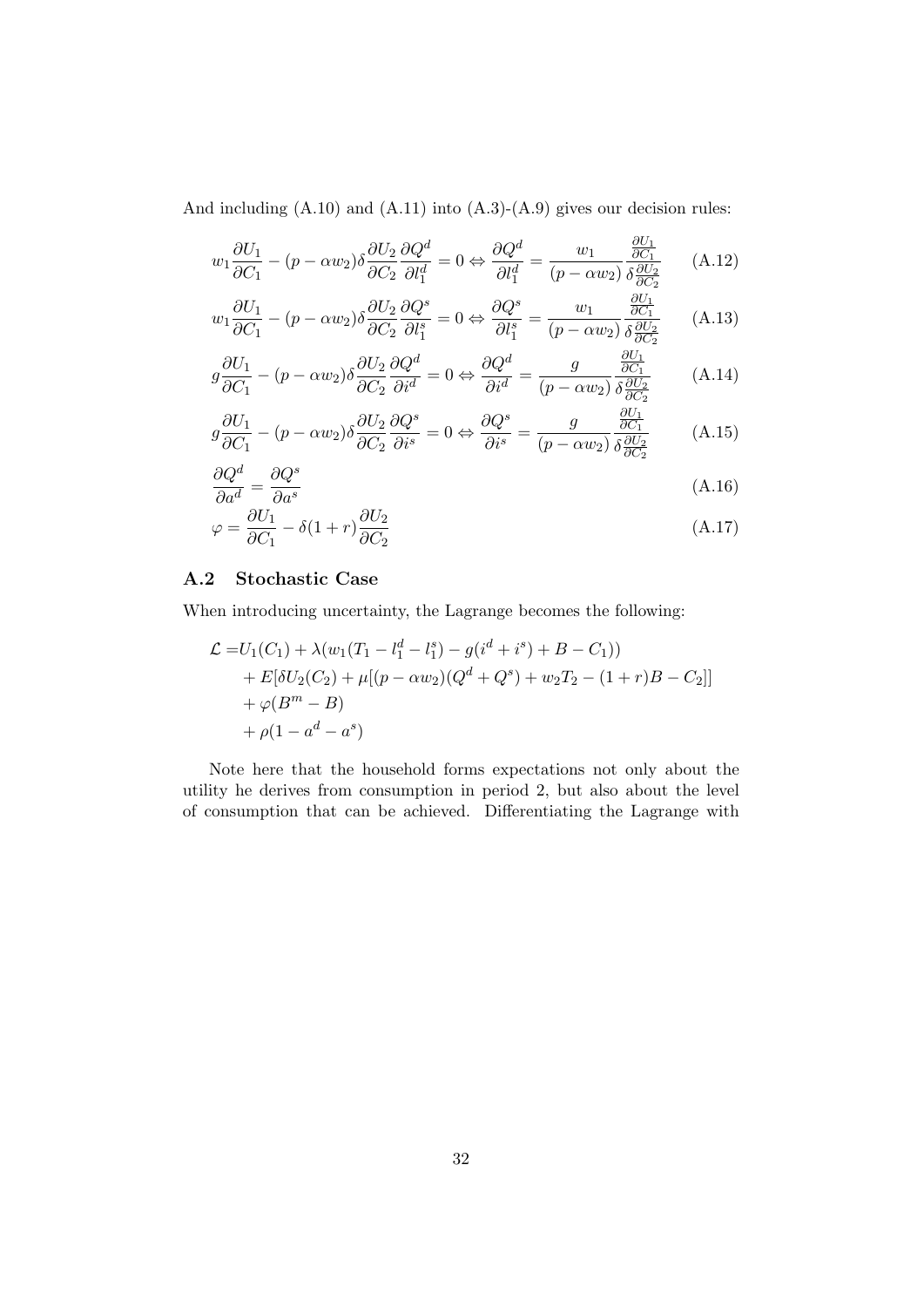And including (A.10) and (A.11) into (A.3)-(A.9) gives our decision rules:

$$w_1 \frac{\partial U_1}{\partial C_1} - (p - \alpha w_2)\delta \frac{\partial U_2}{\partial C_2} \frac{\partial Q^d}{\partial l_1^d} = 0 \Leftrightarrow \frac{\partial Q^d}{\partial l_1^d} = \frac{w_1}{(p - \alpha w_2)} \frac{\frac{\partial U_1}{\partial C_1}}{\delta \frac{\partial U_2}{\partial C_2}} \tag{A.12}$$

$$w_1 \frac{\partial U_1}{\partial C_1} - (p - \alpha w_2)\delta \frac{\partial U_2}{\partial C_2} \frac{\partial Q^s}{\partial l_1^s} = 0 \Leftrightarrow \frac{\partial Q^s}{\partial l_1^s} = \frac{w_1}{(p - \alpha w_2)} \frac{\frac{\partial U_1}{\partial C_1}}{\delta \frac{\partial U_2}{\partial C_2}} \tag{A.13}$$

$$g \frac{\partial U_1}{\partial C_1} - (p - \alpha w_2)\delta \frac{\partial U_2}{\partial C_2} \frac{\partial Q^d}{\partial i^d} = 0 \Leftrightarrow \frac{\partial Q^d}{\partial i^d} = \frac{g}{(p - \alpha w_2)} \frac{\frac{\partial U_1}{\partial C_1}}{\delta \frac{\partial U_2}{\partial C_2}} \tag{A.14}$$

$$g \frac{\partial U_1}{\partial C_1} - (p - \alpha w_2)\delta \frac{\partial U_2}{\partial C_2} \frac{\partial Q^s}{\partial i^s} = 0 \Leftrightarrow \frac{\partial Q^s}{\partial i^s} = \frac{g}{(p - \alpha w_2)} \frac{\frac{\partial U_1}{\partial C_1}}{\delta \frac{\partial U_2}{\partial C_2}} \tag{A.15}$$

$$\frac{\partial Q^d}{\partial a^d} = \frac{\partial Q^s}{\partial a^s} \tag{A.16}$$

$$\varphi = \frac{\partial U_1}{\partial C_1} - \delta(1 + r)\frac{\partial U_2}{\partial C_2} \tag{A.17}$$

### A.2 Stochastic Case

When introducing uncertainty, the Lagrange becomes the following:

$$\begin{aligned}
\mathcal{L} =& U_1(C_1) + \lambda(w_1(T_1 - l_1^d - l_1^s) - g(i^d + i^s) + B - C_1)) \\
&+ E[\delta U_2(C_2) + \mu[(p - \alpha w_2)(Q^d + Q^s) + w_2 T_2 - (1 + r)B - C_2]] \\
&+ \varphi(B^m - B) \\
&+ \rho(1 - a^d - a^s)
\end{aligned}$$

Note here that the household forms expectations not only about the utility he derives from consumption in period 2, but also about the level of consumption that can be achieved. Differentiating the Lagrange with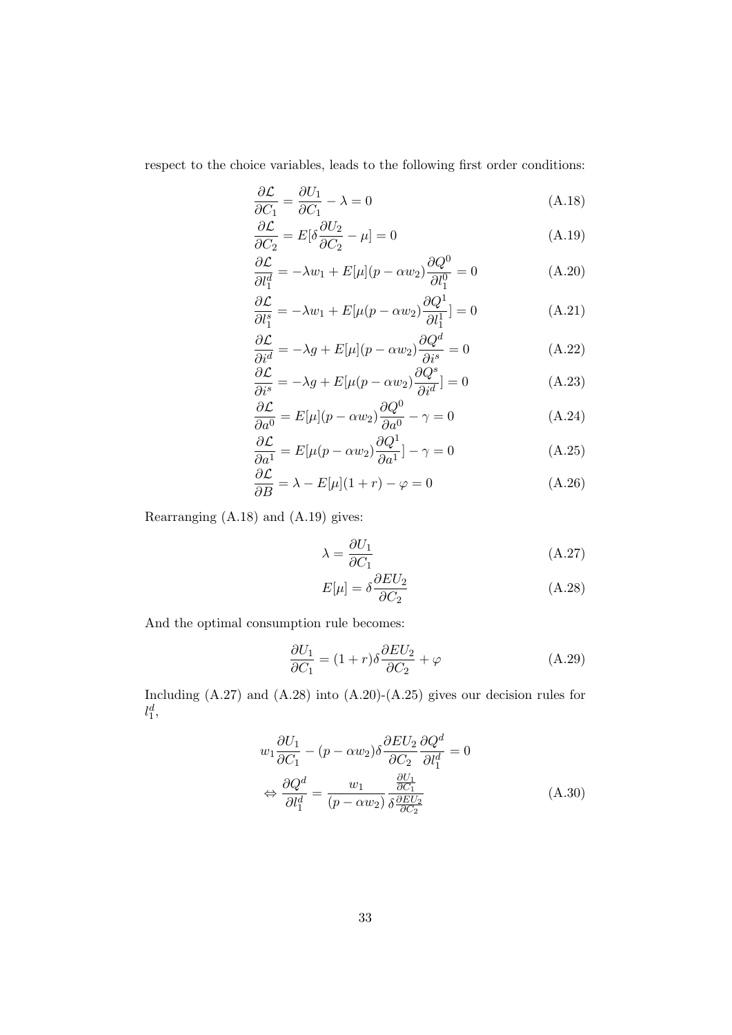respect to the choice variables, leads to the following first order conditions:

$$\frac{\partial \mathcal{L}}{\partial C_1} = \frac{\partial U_1}{\partial C_1} - \lambda = 0 \tag{A.18}$$

$$\frac{\partial \mathcal{L}}{\partial C_2} = E[\delta \frac{\partial U_2}{\partial C_2} - \mu] = 0 \tag{A.19}$$

$$\frac{\partial \mathcal{L}}{\partial l_1^d} = -\lambda w_1 + E[\mu](p - \alpha w_2)\frac{\partial Q^0}{\partial l_1^0} = 0 \tag{A.20}$$

$$\frac{\partial \mathcal{L}}{\partial l_1^s} = -\lambda w_1 + E[\mu(p - \alpha w_2)\frac{\partial Q^1}{\partial l_1^1}] = 0 \tag{A.21}$$

$$\frac{\partial \mathcal{L}}{\partial i^d} = -\lambda g + E[\mu](p - \alpha w_2)\frac{\partial Q^d}{\partial i^s} = 0 \tag{A.22}$$

$$\frac{\partial \mathcal{L}}{\partial i^s} = -\lambda g + E[\mu(p - \alpha w_2)\frac{\partial Q^s}{\partial i^d}] = 0 \tag{A.23}$$

$$\frac{\partial \mathcal{L}}{\partial a^0} = E[\mu](p - \alpha w_2)\frac{\partial Q^0}{\partial a^0} - \gamma = 0 \tag{A.24}$$

$$\frac{\partial \mathcal{L}}{\partial a^1} = E[\mu(p - \alpha w_2)\frac{\partial Q^1}{\partial a^1}] - \gamma = 0 \tag{A.25}$$

$$\frac{\partial \mathcal{L}}{\partial B} = \lambda - E[\mu](1 + r) - \varphi = 0 \tag{A.26}$$

Rearranging (A.18) and (A.19) gives:

$$\lambda = \frac{\partial U_1}{\partial C_1} \tag{A.27}$$

$$E[\mu] = \delta \frac{\partial EU_2}{\partial C_2} \tag{A.28}$$

And the optimal consumption rule becomes:

$$\frac{\partial U_1}{\partial C_1} = (1 + r)\delta \frac{\partial EU_2}{\partial C_2} + \varphi \tag{A.29}$$

Including (A.27) and (A.28) into (A.20)-(A.25) gives our decision rules for $l_1^d$,

$$w_1 \frac{\partial U_1}{\partial C_1} - (p - \alpha w_2)\delta \frac{\partial EU_2}{\partial C_2}\frac{\partial Q^d}{\partial l_1^d} = 0$$

$$\Leftrightarrow \frac{\partial Q^d}{\partial l_1^d} = \frac{w_1}{(p - \alpha w_2)} \frac{\frac{\partial U_1}{\partial C_1}}{\delta \frac{\partial EU_2}{\partial C_2}} \tag{A.30}$$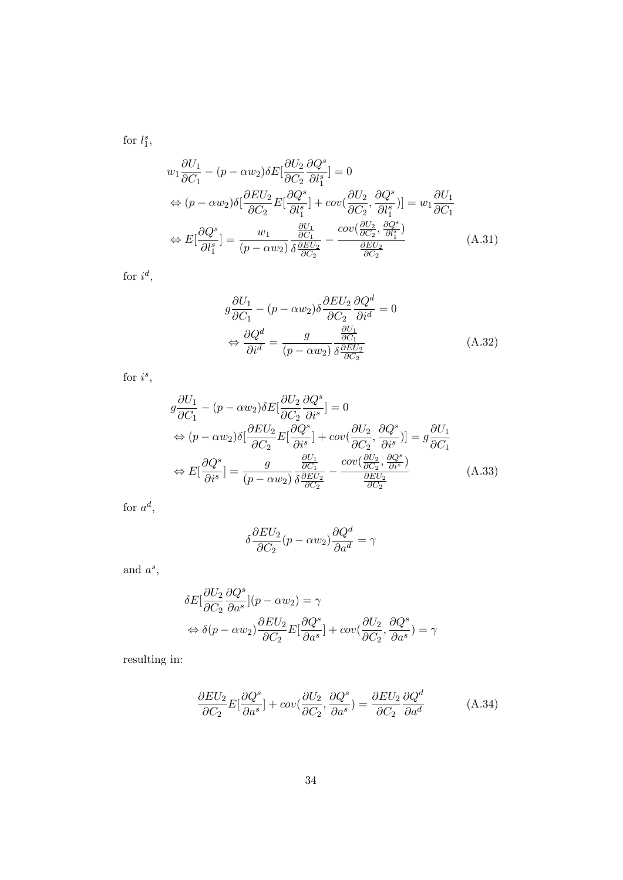for $l_1^s$,

$$
\begin{aligned}
& w_1 \frac{\partial U_1}{\partial C_1} - (p - \alpha w_2)\delta E[\frac{\partial U_2}{\partial C_2}\frac{\partial Q^s}{\partial l_1^s}] = 0 \\
& \Leftrightarrow (p - \alpha w_2)\delta[\frac{\partial EU_2}{\partial C_2}E[\frac{\partial Q^s}{\partial l_1^s}] + cov(\frac{\partial U_2}{\partial C_2}, \frac{\partial Q^s}{\partial l_1^s})] = w_1 \frac{\partial U_1}{\partial C_1} \\
& \Leftrightarrow E[\frac{\partial Q^s}{\partial l_1^s}] = \frac{w_1}{(p - \alpha w_2)} \frac{\frac{\partial U_1}{\partial C_1}}{\delta \frac{\partial EU_2}{\partial C_2}} - \frac{cov(\frac{\partial U_2}{\partial C_2}, \frac{\partial Q^s}{\partial l_1^s})}{\frac{\partial EU_2}{\partial C_2}}
\end{aligned}
\tag{A.31}
$$

for $i^d$,

$$
\begin{aligned}
& g\frac{\partial U_1}{\partial C_1} - (p - \alpha w_2)\delta \frac{\partial EU_2}{\partial C_2}\frac{\partial Q^d}{\partial i^d} = 0 \\
& \Leftrightarrow \frac{\partial Q^d}{\partial i^d} = \frac{g}{(p - \alpha w_2)} \frac{\frac{\partial U_1}{\partial C_1}}{\delta \frac{\partial EU_2}{\partial C_2}}
\end{aligned}
\tag{A.32}
$$

for $i^s$,

$$
\begin{aligned}
& g\frac{\partial U_1}{\partial C_1} - (p - \alpha w_2)\delta E[\frac{\partial U_2}{\partial C_2}\frac{\partial Q^s}{\partial i^s}] = 0 \\
& \Leftrightarrow (p - \alpha w_2)\delta[\frac{\partial EU_2}{\partial C_2}E[\frac{\partial Q^s}{\partial i^s}] + cov(\frac{\partial U_2}{\partial C_2}, \frac{\partial Q^s}{\partial i^s})] = g\frac{\partial U_1}{\partial C_1} \\
& \Leftrightarrow E[\frac{\partial Q^s}{\partial i^s}] = \frac{g}{(p - \alpha w_2)} \frac{\frac{\partial U_1}{\partial C_1}}{\delta \frac{\partial EU_2}{\partial C_2}} - \frac{cov(\frac{\partial U_2}{\partial C_2}, \frac{\partial Q^s}{\partial i^s})}{\frac{\partial EU_2}{\partial C_2}}
\end{aligned}
\tag{A.33}
$$

for $a^d$,

$$
\delta \frac{\partial EU_2}{\partial C_2}(p - \alpha w_2)\frac{\partial Q^d}{\partial a^d} = \gamma
$$

and $a^s$,

$$
\begin{aligned}
& \delta E[\frac{\partial U_2}{\partial C_2}\frac{\partial Q^s}{\partial a^s}](p - \alpha w_2) = \gamma \\
& \Leftrightarrow \delta(p - \alpha w_2)\frac{\partial EU_2}{\partial C_2}E[\frac{\partial Q^s}{\partial a^s}] + cov(\frac{\partial U_2}{\partial C_2}, \frac{\partial Q^s}{\partial a^s}) = \gamma
\end{aligned}
$$

resulting in:

$$
\frac{\partial EU_2}{\partial C_2}E[\frac{\partial Q^s}{\partial a^s}] + cov(\frac{\partial U_2}{\partial C_2}, \frac{\partial Q^s}{\partial a^s}) = \frac{\partial EU_2}{\partial C_2}\frac{\partial Q^d}{\partial a^d}
\tag{A.34}
$$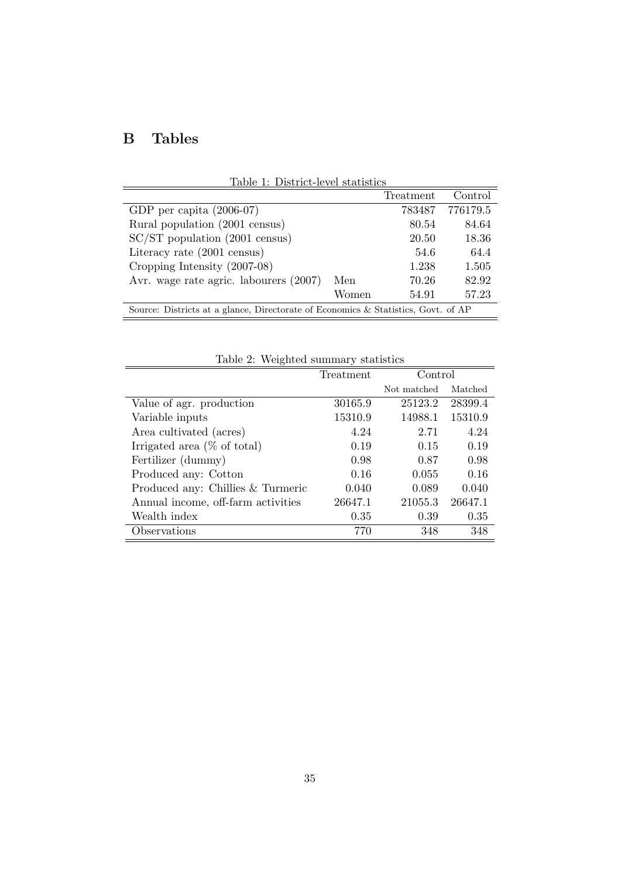# B Tables

Table 1: District-level statistics

| | | Treatment | Control |
|---|---|---|---|
| GDP per capita (2006-07) | | 783487 | 776179.5 |
| Rural population (2001 census) | | 80.54 | 84.64 |
| SC/ST population (2001 census) | | 20.50 | 18.36 |
| Literacy rate (2001 census) | | 54.6 | 64.4 |
| Cropping Intensity (2007-08) | | 1.238 | 1.505 |
| Avr. wage rate agric. labourers (2007) | Men | 70.26 | 82.92 |
| | Women | 54.91 | 57.23 |

Source: Districts at a glance, Directorate of Economics & Statistics, Govt. of AP

Table 2: Weighted summary statistics

| | Treatment | Control | |
|---|---|---|---|
| | | Not matched | Matched |
| Value of agr. production | 30165.9 | 25123.2 | 28399.4 |
| Variable inputs | 15310.9 | 14988.1 | 15310.9 |
| Area cultivated (acres) | 4.24 | 2.71 | 4.24 |
| Irrigated area (% of total) | 0.19 | 0.15 | 0.19 |
| Fertilizer (dummy) | 0.98 | 0.87 | 0.98 |
| Produced any: Cotton | 0.16 | 0.055 | 0.16 |
| Produced any: Chillies & Turmeric | 0.040 | 0.089 | 0.040 |
| Annual income, off-farm activities | 26647.1 | 21055.3 | 26647.1 |
| Wealth index | 0.35 | 0.39 | 0.35 |
| Observations | 770 | 348 | 348 |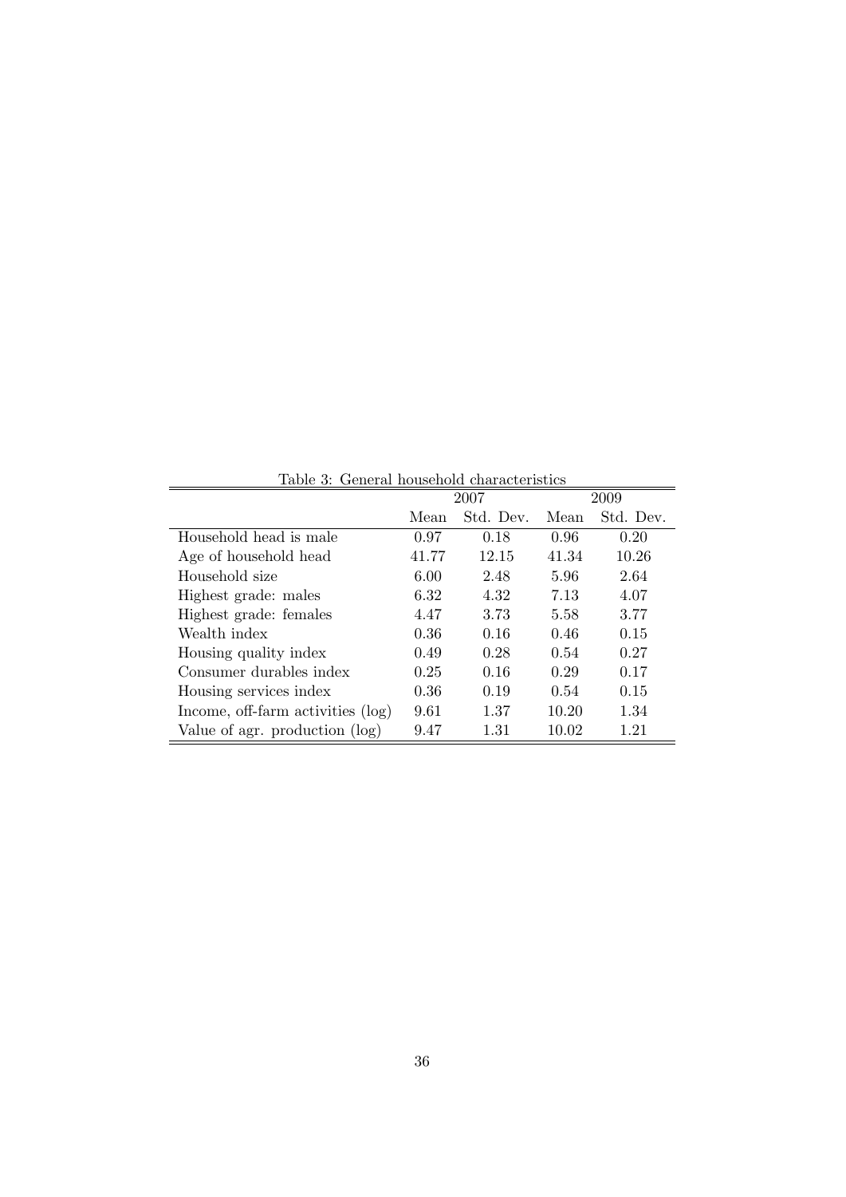Table 3: General household characteristics

| | 2007 | | 2009 | |
|---|---|---|---|---|
| | Mean | Std. Dev. | Mean | Std. Dev. |
| Household head is male | 0.97 | 0.18 | 0.96 | 0.20 |
| Age of household head | 41.77 | 12.15 | 41.34 | 10.26 |
| Household size | 6.00 | 2.48 | 5.96 | 2.64 |
| Highest grade: males | 6.32 | 4.32 | 7.13 | 4.07 |
| Highest grade: females | 4.47 | 3.73 | 5.58 | 3.77 |
| Wealth index | 0.36 | 0.16 | 0.46 | 0.15 |
| Housing quality index | 0.49 | 0.28 | 0.54 | 0.27 |
| Consumer durables index | 0.25 | 0.16 | 0.29 | 0.17 |
| Housing services index | 0.36 | 0.19 | 0.54 | 0.15 |
| Income, off-farm activities (log) | 9.61 | 1.37 | 10.20 | 1.34 |
| Value of agr. production (log) | 9.47 | 1.31 | 10.02 | 1.21 |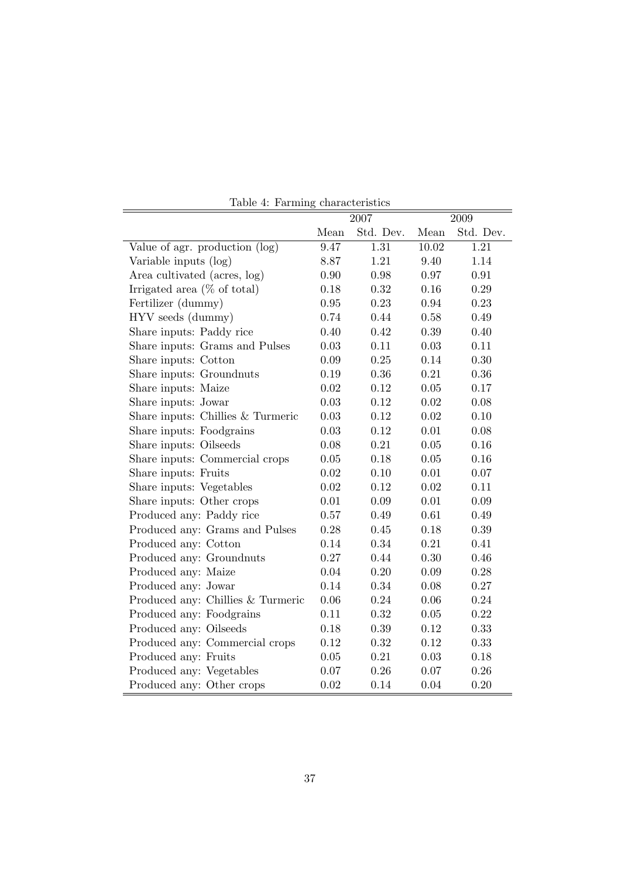Table 4: Farming characteristics

| | 2007 | | 2009 | |
|---|---|---|---|---|
| | Mean | Std. Dev. | Mean | Std. Dev. |
| Value of agr. production (log) | 9.47 | 1.31 | 10.02 | 1.21 |
| Variable inputs (log) | 8.87 | 1.21 | 9.40 | 1.14 |
| Area cultivated (acres, log) | 0.90 | 0.98 | 0.97 | 0.91 |
| Irrigated area (% of total) | 0.18 | 0.32 | 0.16 | 0.29 |
| Fertilizer (dummy) | 0.95 | 0.23 | 0.94 | 0.23 |
| HYV seeds (dummy) | 0.74 | 0.44 | 0.58 | 0.49 |
| Share inputs: Paddy rice | 0.40 | 0.42 | 0.39 | 0.40 |
| Share inputs: Grams and Pulses | 0.03 | 0.11 | 0.03 | 0.11 |
| Share inputs: Cotton | 0.09 | 0.25 | 0.14 | 0.30 |
| Share inputs: Groundnuts | 0.19 | 0.36 | 0.21 | 0.36 |
| Share inputs: Maize | 0.02 | 0.12 | 0.05 | 0.17 |
| Share inputs: Jowar | 0.03 | 0.12 | 0.02 | 0.08 |
| Share inputs: Chillies & Turmeric | 0.03 | 0.12 | 0.02 | 0.10 |
| Share inputs: Foodgrains | 0.03 | 0.12 | 0.01 | 0.08 |
| Share inputs: Oilseeds | 0.08 | 0.21 | 0.05 | 0.16 |
| Share inputs: Commercial crops | 0.05 | 0.18 | 0.05 | 0.16 |
| Share inputs: Fruits | 0.02 | 0.10 | 0.01 | 0.07 |
| Share inputs: Vegetables | 0.02 | 0.12 | 0.02 | 0.11 |
| Share inputs: Other crops | 0.01 | 0.09 | 0.01 | 0.09 |
| Produced any: Paddy rice | 0.57 | 0.49 | 0.61 | 0.49 |
| Produced any: Grams and Pulses | 0.28 | 0.45 | 0.18 | 0.39 |
| Produced any: Cotton | 0.14 | 0.34 | 0.21 | 0.41 |
| Produced any: Groundnuts | 0.27 | 0.44 | 0.30 | 0.46 |
| Produced any: Maize | 0.04 | 0.20 | 0.09 | 0.28 |
| Produced any: Jowar | 0.14 | 0.34 | 0.08 | 0.27 |
| Produced any: Chillies & Turmeric | 0.06 | 0.24 | 0.06 | 0.24 |
| Produced any: Foodgrains | 0.11 | 0.32 | 0.05 | 0.22 |
| Produced any: Oilseeds | 0.18 | 0.39 | 0.12 | 0.33 |
| Produced any: Commercial crops | 0.12 | 0.32 | 0.12 | 0.33 |
| Produced any: Fruits | 0.05 | 0.21 | 0.03 | 0.18 |
| Produced any: Vegetables | 0.07 | 0.26 | 0.07 | 0.26 |
| Produced any: Other crops | 0.02 | 0.14 | 0.04 | 0.20 |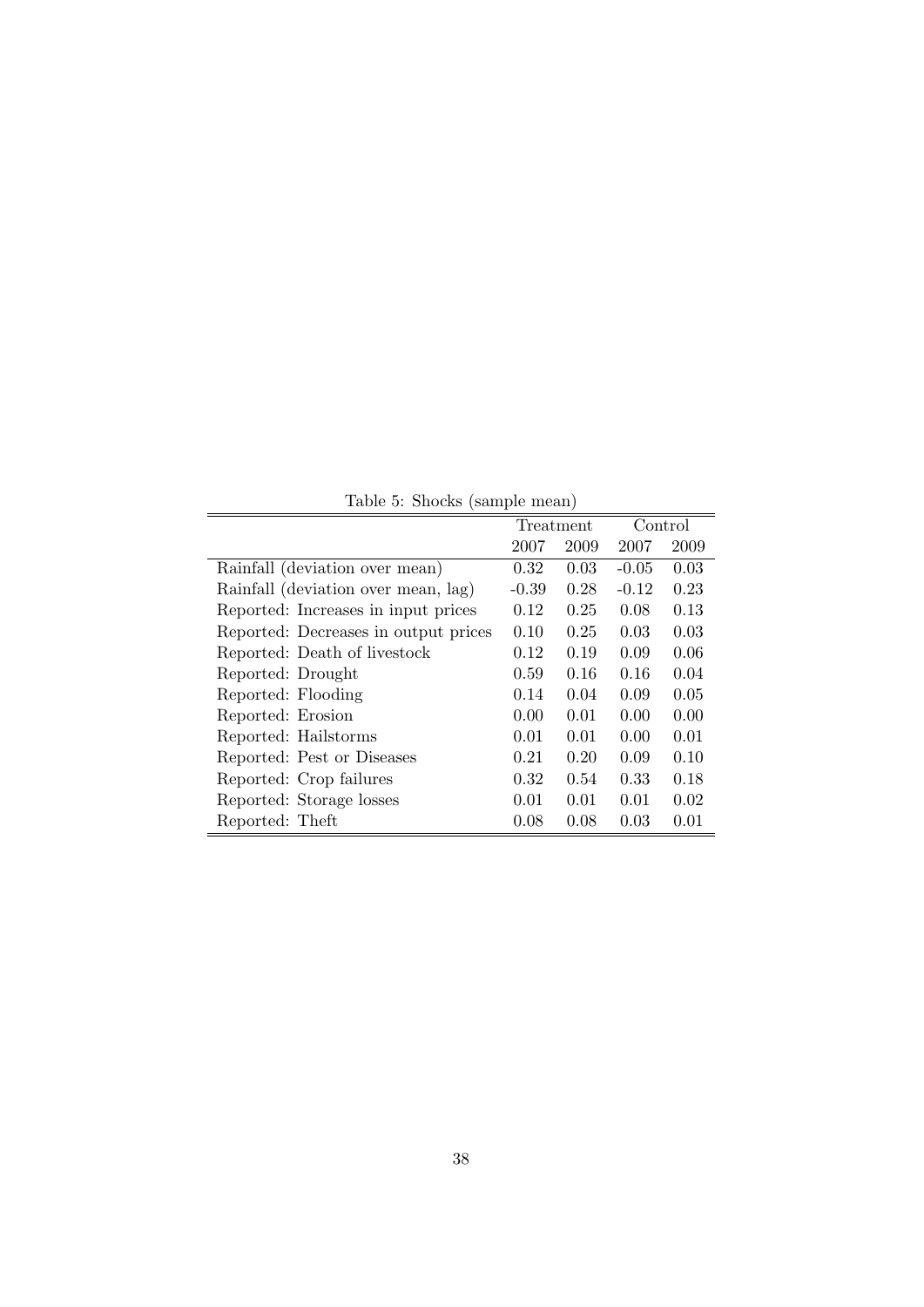Table 5: Shocks (sample mean)

| | Treatment | | Control | |
|---|---|---|---|---|
| | 2007 | 2009 | 2007 | 2009 |
| Rainfall (deviation over mean) | 0.32 | 0.03 | -0.05 | 0.03 |
| Rainfall (deviation over mean, lag) | -0.39 | 0.28 | -0.12 | 0.23 |
| Reported: Increases in input prices | 0.12 | 0.25 | 0.08 | 0.13 |
| Reported: Decreases in output prices | 0.10 | 0.25 | 0.03 | 0.03 |
| Reported: Death of livestock | 0.12 | 0.19 | 0.09 | 0.06 |
| Reported: Drought | 0.59 | 0.16 | 0.16 | 0.04 |
| Reported: Flooding | 0.14 | 0.04 | 0.09 | 0.05 |
| Reported: Erosion | 0.00 | 0.01 | 0.00 | 0.00 |
| Reported: Hailstorms | 0.01 | 0.01 | 0.00 | 0.01 |
| Reported: Pest or Diseases | 0.21 | 0.20 | 0.09 | 0.10 |
| Reported: Crop failures | 0.32 | 0.54 | 0.33 | 0.18 |
| Reported: Storage losses | 0.01 | 0.01 | 0.01 | 0.02 |
| Reported: Theft | 0.08 | 0.08 | 0.03 | 0.01 |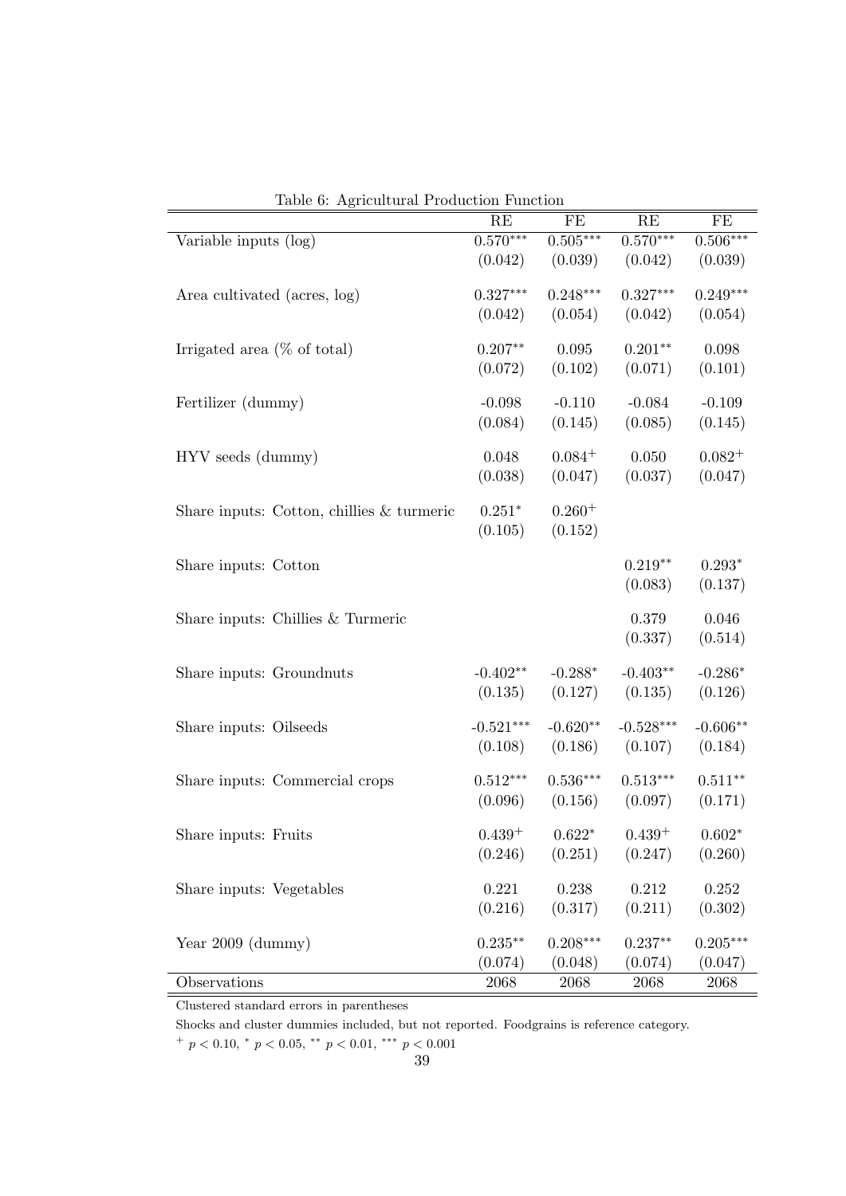Table 6: Agricultural Production Function

| | RE | FE | RE | FE |
|---|---|---|---|---|
| Variable inputs (log) | 0.570*** | 0.505*** | 0.570*** | 0.506*** |
| | (0.042) | (0.039) | (0.042) | (0.039) |
| Area cultivated (acres, log) | 0.327*** | 0.248*** | 0.327*** | 0.249*** |
| | (0.042) | (0.054) | (0.042) | (0.054) |
| Irrigated area (% of total) | 0.207** | 0.095 | 0.201** | 0.098 |
| | (0.072) | (0.102) | (0.071) | (0.101) |
| Fertilizer (dummy) | -0.098 | -0.110 | -0.084 | -0.109 |
| | (0.084) | (0.145) | (0.085) | (0.145) |
| HYV seeds (dummy) | 0.048 | 0.084+ | 0.050 | 0.082+ |
| | (0.038) | (0.047) | (0.037) | (0.047) |
| Share inputs: Cotton, chillies & turmeric | 0.251* | 0.260+ | | |
| | (0.105) | (0.152) | | |
| Share inputs: Cotton | | | 0.219** | 0.293* |
| | | | (0.083) | (0.137) |
| Share inputs: Chillies & Turmeric | | | 0.379 | 0.046 |
| | | | (0.337) | (0.514) |
| Share inputs: Groundnuts | -0.402** | -0.288* | -0.403** | -0.286* |
| | (0.135) | (0.127) | (0.135) | (0.126) |
| Share inputs: Oilseeds | -0.521*** | -0.620** | -0.528*** | -0.606** |
| | (0.108) | (0.186) | (0.107) | (0.184) |
| Share inputs: Commercial crops | 0.512*** | 0.536*** | 0.513*** | 0.511** |
| | (0.096) | (0.156) | (0.097) | (0.171) |
| Share inputs: Fruits | 0.439+ | 0.622* | 0.439+ | 0.602* |
| | (0.246) | (0.251) | (0.247) | (0.260) |
| Share inputs: Vegetables | 0.221 | 0.238 | 0.212 | 0.252 |
| | (0.216) | (0.317) | (0.211) | (0.302) |
| Year 2009 (dummy) | 0.235** | 0.208*** | 0.237** | 0.205*** |
| | (0.074) | (0.048) | (0.074) | (0.047) |
| Observations | 2068 | 2068 | 2068 | 2068 |

Clustered standard errors in parentheses

Shocks and cluster dummies included, but not reported. Foodgrains is reference category.

+ $p < 0.10$, * $p < 0.05$, ** $p < 0.01$, *** $p < 0.001$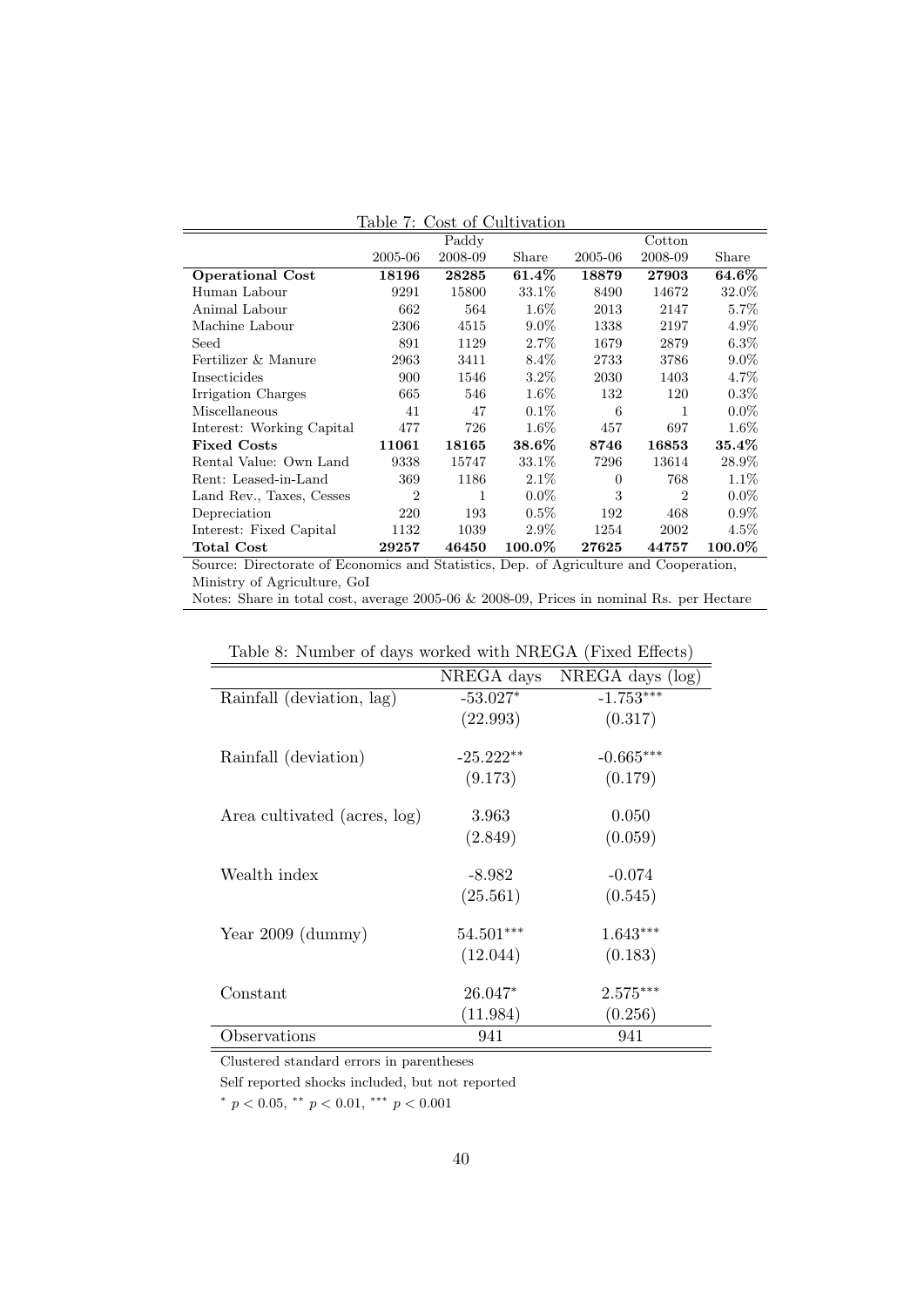Table 7: Cost of Cultivation

| | Paddy | | | Cotton | | |
|---|---|---|---|---|---|---|
| | 2005-06 | 2008-09 | Share | 2005-06 | 2008-09 | Share |
| **Operational Cost** | **18196** | **28285** | **61.4%** | **18879** | **27903** | **64.6%** |
| Human Labour | 9291 | 15800 | 33.1% | 8490 | 14672 | 32.0% |
| Animal Labour | 662 | 564 | 1.6% | 2013 | 2147 | 5.7% |
| Machine Labour | 2306 | 4515 | 9.0% | 1338 | 2197 | 4.9% |
| Seed | 891 | 1129 | 2.7% | 1679 | 2879 | 6.3% |
| Fertilizer & Manure | 2963 | 3411 | 8.4% | 2733 | 3786 | 9.0% |
| Insecticides | 900 | 1546 | 3.2% | 2030 | 1403 | 4.7% |
| Irrigation Charges | 665 | 546 | 1.6% | 132 | 120 | 0.3% |
| Miscellaneous | 41 | 47 | 0.1% | 6 | 1 | 0.0% |
| Interest: Working Capital | 477 | 726 | 1.6% | 457 | 697 | 1.6% |
| **Fixed Costs** | **11061** | **18165** | **38.6%** | **8746** | **16853** | **35.4%** |
| Rental Value: Own Land | 9338 | 15747 | 33.1% | 7296 | 13614 | 28.9% |
| Rent: Leased-in-Land | 369 | 1186 | 2.1% | 0 | 768 | 1.1% |
| Land Rev., Taxes, Cesses | 2 | 1 | 0.0% | 3 | 2 | 0.0% |
| Depreciation | 220 | 193 | 0.5% | 192 | 468 | 0.9% |
| Interest: Fixed Capital | 1132 | 1039 | 2.9% | 1254 | 2002 | 4.5% |
| **Total Cost** | **29257** | **46450** | **100.0%** | **27625** | **44757** | **100.0%** |

Source: Directorate of Economics and Statistics, Dep. of Agriculture and Cooperation, Ministry of Agriculture, GoI

Notes: Share in total cost, average 2005-06 & 2008-09, Prices in nominal Rs. per Hectare

Table 8: Number of days worked with NREGA (Fixed Effects)

| | NREGA days | NREGA days (log) |
|---|---|---|
| Rainfall (deviation, lag) | $-53.027^{*}$ | $-1.753^{***}$ |
| | (22.993) | (0.317) |
| Rainfall (deviation) | $-25.222^{**}$ | $-0.665^{***}$ |
| | (9.173) | (0.179) |
| Area cultivated (acres, log) | 3.963 | 0.050 |
| | (2.849) | (0.059) |
| Wealth index | -8.982 | -0.074 |
| | (25.561) | (0.545) |
| Year 2009 (dummy) | $54.501^{***}$ | $1.643^{***}$ |
| | (12.044) | (0.183) |
| Constant | $26.047^{*}$ | $2.575^{***}$ |
| | (11.984) | (0.256) |
| Observations | 941 | 941 |

Clustered standard errors in parentheses

Self reported shocks included, but not reported

$^{*}$ $p < 0.05$, $^{**}$ $p < 0.01$, $^{***}$ $p < 0.001$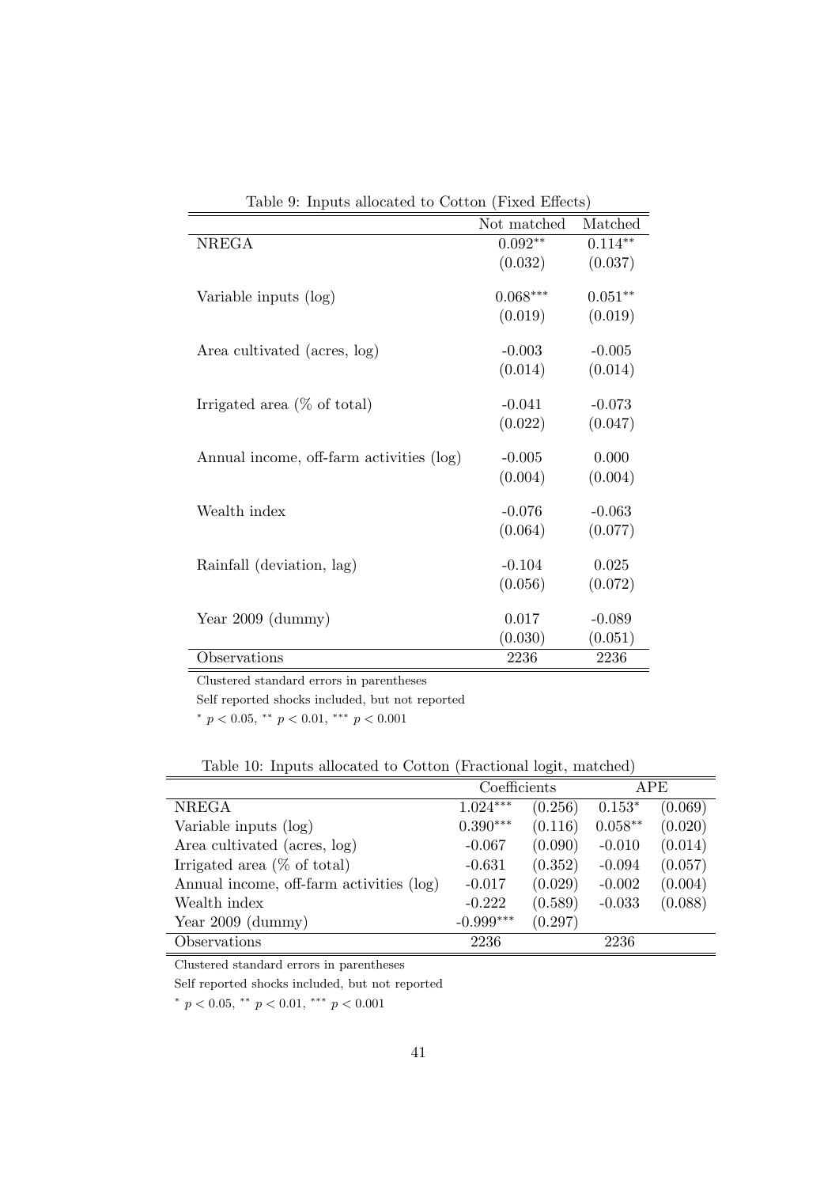Table 9: Inputs allocated to Cotton (Fixed Effects)

| | Not matched | Matched |
|---|---|---|
| NREGA | $0.092^{**}$ | $0.114^{**}$ |
| | (0.032) | (0.037) |
| Variable inputs (log) | $0.068^{***}$ | $0.051^{**}$ |
| | (0.019) | (0.019) |
| Area cultivated (acres, log) | -0.003 | -0.005 |
| | (0.014) | (0.014) |
| Irrigated area (% of total) | -0.041 | -0.073 |
| | (0.022) | (0.047) |
| Annual income, off-farm activities (log) | -0.005 | 0.000 |
| | (0.004) | (0.004) |
| Wealth index | -0.076 | -0.063 |
| | (0.064) | (0.077) |
| Rainfall (deviation, lag) | -0.104 | 0.025 |
| | (0.056) | (0.072) |
| Year 2009 (dummy) | 0.017 | -0.089 |
| | (0.030) | (0.051) |
| Observations | 2236 | 2236 |

Clustered standard errors in parentheses

Self reported shocks included, but not reported

$^{*}$ $p < 0.05$, $^{**}$ $p < 0.01$, $^{***}$ $p < 0.001$

Table 10: Inputs allocated to Cotton (Fractional logit, matched)

| | Coefficients | | APE | |
|---|---|---|---|---|
| NREGA | $1.024^{***}$ | (0.256) | $0.153^{*}$ | (0.069) |
| Variable inputs (log) | $0.390^{***}$ | (0.116) | $0.058^{**}$ | (0.020) |
| Area cultivated (acres, log) | -0.067 | (0.090) | -0.010 | (0.014) |
| Irrigated area (% of total) | -0.631 | (0.352) | -0.094 | (0.057) |
| Annual income, off-farm activities (log) | -0.017 | (0.029) | -0.002 | (0.004) |
| Wealth index | -0.222 | (0.589) | -0.033 | (0.088) |
| Year 2009 (dummy) | $-0.999^{***}$ | (0.297) | | |
| Observations | 2236 | | 2236 | |

Clustered standard errors in parentheses

Self reported shocks included, but not reported

$^{*}$ $p < 0.05$, $^{**}$ $p < 0.01$, $^{***}$ $p < 0.001$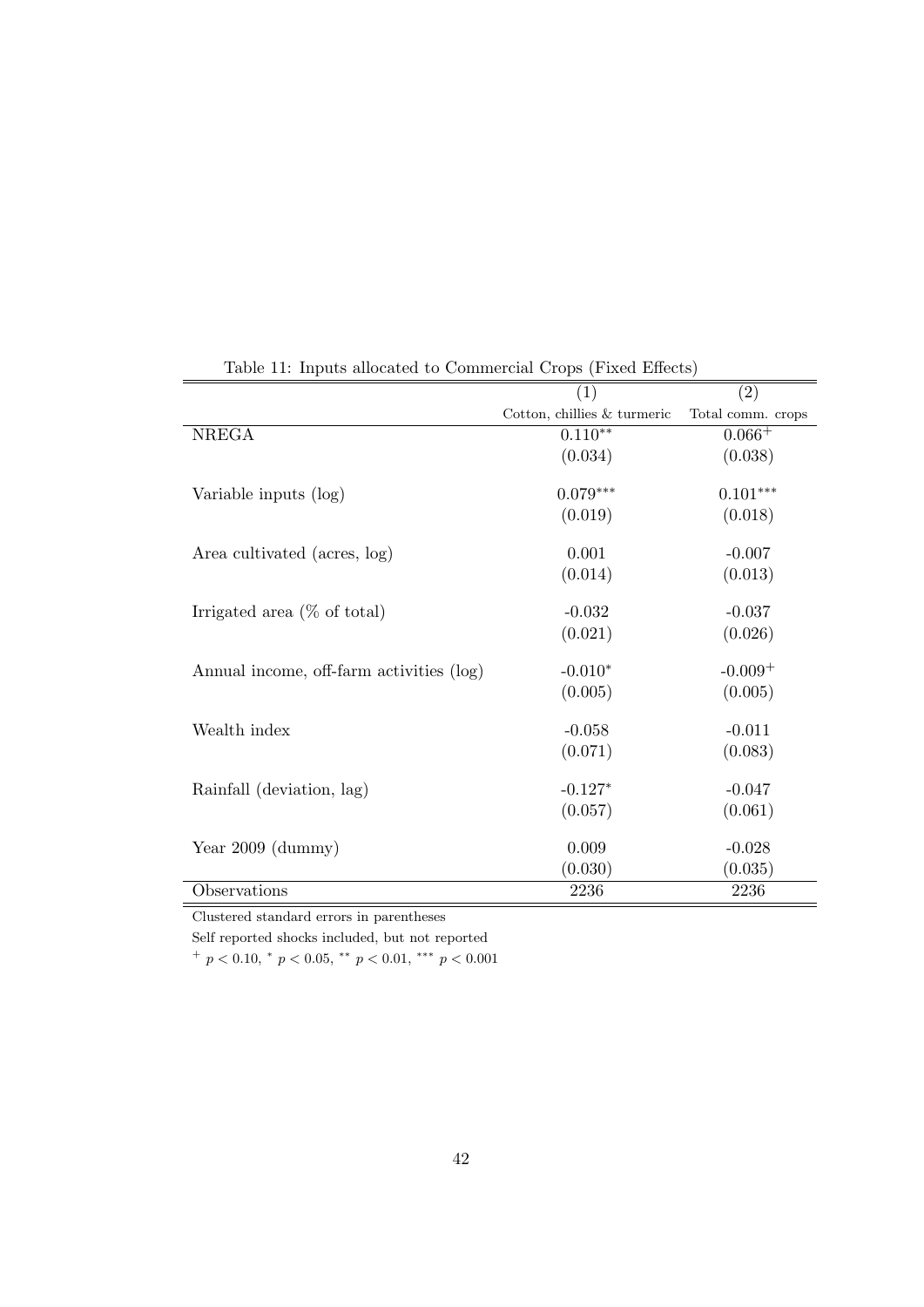Table 11: Inputs allocated to Commercial Crops (Fixed Effects)

| | (1) | (2) |
|---|---|---|
| | Cotton, chillies & turmeric | Total comm. crops |
| NREGA | $0.110^{**}$ | $0.066^{+}$ |
| | (0.034) | (0.038) |
| Variable inputs (log) | $0.079^{***}$ | $0.101^{***}$ |
| | (0.019) | (0.018) |
| Area cultivated (acres, log) | 0.001 | -0.007 |
| | (0.014) | (0.013) |
| Irrigated area (% of total) | -0.032 | -0.037 |
| | (0.021) | (0.026) |
| Annual income, off-farm activities (log) | $-0.010^{*}$ | $-0.009^{+}$ |
| | (0.005) | (0.005) |
| Wealth index | -0.058 | -0.011 |
| | (0.071) | (0.083) |
| Rainfall (deviation, lag) | $-0.127^{*}$ | -0.047 |
| | (0.057) | (0.061) |
| Year 2009 (dummy) | 0.009 | -0.028 |
| | (0.030) | (0.035) |
| Observations | 2236 | 2236 |

Clustered standard errors in parentheses

Self reported shocks included, but not reported

$^{+}$ $p < 0.10$, $^{*}$ $p < 0.05$, $^{**}$ $p < 0.01$, $^{***}$ $p < 0.001$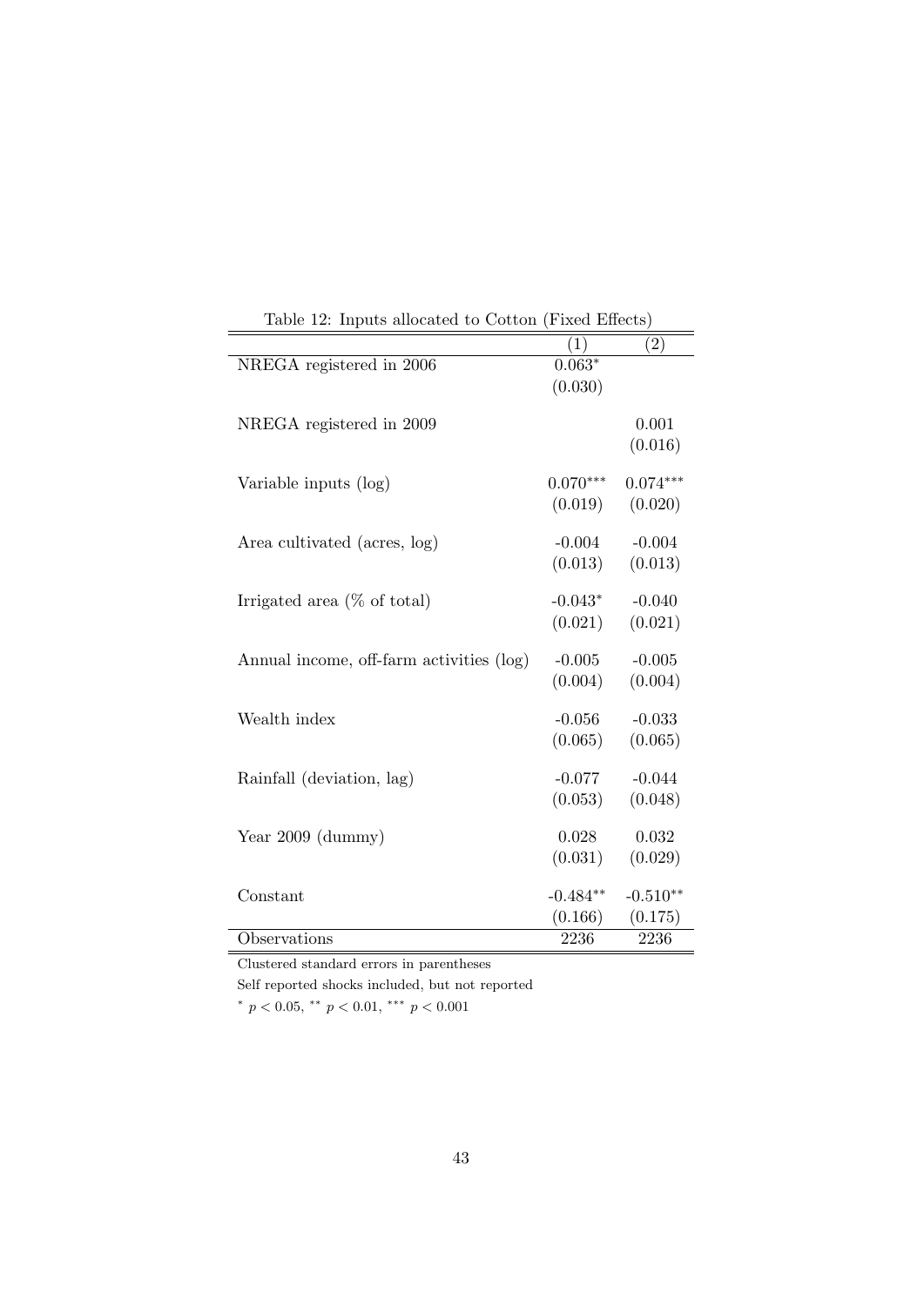Table 12: Inputs allocated to Cotton (Fixed Effects)

| | (1) | (2) |
|---|---|---|
| NREGA registered in 2006 | 0.063* | |
| | (0.030) | |
| NREGA registered in 2009 | | 0.001 |
| | | (0.016) |
| Variable inputs (log) | 0.070*** | 0.074*** |
| | (0.019) | (0.020) |
| Area cultivated (acres, log) | -0.004 | -0.004 |
| | (0.013) | (0.013) |
| Irrigated area (% of total) | -0.043* | -0.040 |
| | (0.021) | (0.021) |
| Annual income, off-farm activities (log) | -0.005 | -0.005 |
| | (0.004) | (0.004) |
| Wealth index | -0.056 | -0.033 |
| | (0.065) | (0.065) |
| Rainfall (deviation, lag) | -0.077 | -0.044 |
| | (0.053) | (0.048) |
| Year 2009 (dummy) | 0.028 | 0.032 |
| | (0.031) | (0.029) |
| Constant | -0.484** | -0.510** |
| | (0.166) | (0.175) |
| Observations | 2236 | 2236 |

Clustered standard errors in parentheses

Self reported shocks included, but not reported

* $p < 0.05$, ** $p < 0.01$, *** $p < 0.001$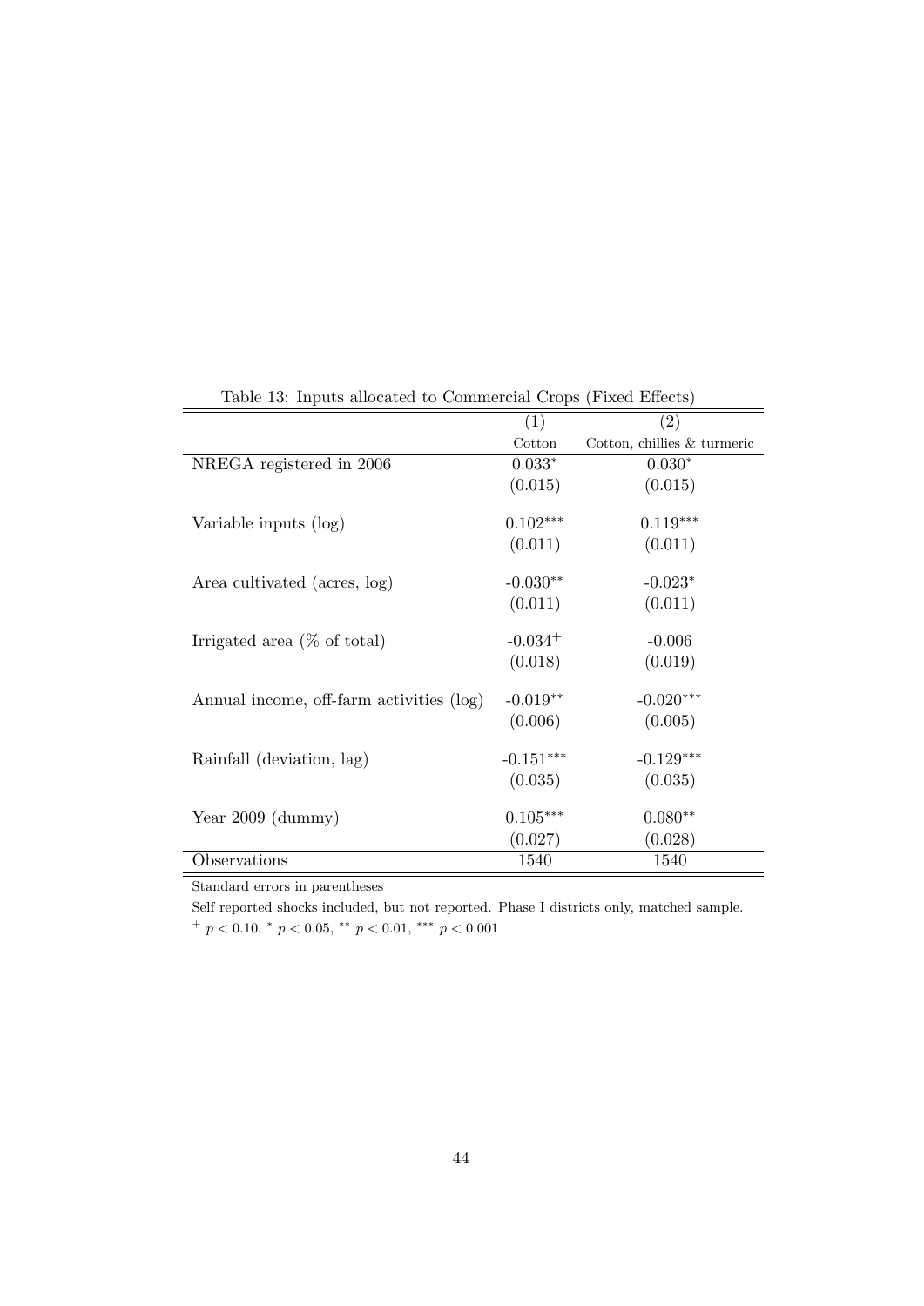Table 13: Inputs allocated to Commercial Crops (Fixed Effects)

| | (1) | (2) |
|---|---|---|
| | Cotton | Cotton, chillies & turmeric |
| NREGA registered in 2006 | $0.033^{*}$ | $0.030^{*}$ |
| | (0.015) | (0.015) |
| Variable inputs (log) | $0.102^{***}$ | $0.119^{***}$ |
| | (0.011) | (0.011) |
| Area cultivated (acres, log) | $-0.030^{**}$ | $-0.023^{*}$ |
| | (0.011) | (0.011) |
| Irrigated area (% of total) | $-0.034^{+}$ | -0.006 |
| | (0.018) | (0.019) |
| Annual income, off-farm activities (log) | $-0.019^{**}$ | $-0.020^{***}$ |
| | (0.006) | (0.005) |
| Rainfall (deviation, lag) | $-0.151^{***}$ | $-0.129^{***}$ |
| | (0.035) | (0.035) |
| Year 2009 (dummy) | $0.105^{***}$ | $0.080^{**}$ |
| | (0.027) | (0.028) |
| Observations | 1540 | 1540 |

Standard errors in parentheses

Self reported shocks included, but not reported. Phase I districts only, matched sample.

$^{+}$ $p < 0.10$, $^{*}$ $p < 0.05$, $^{**}$ $p < 0.01$, $^{***}$ $p < 0.001$